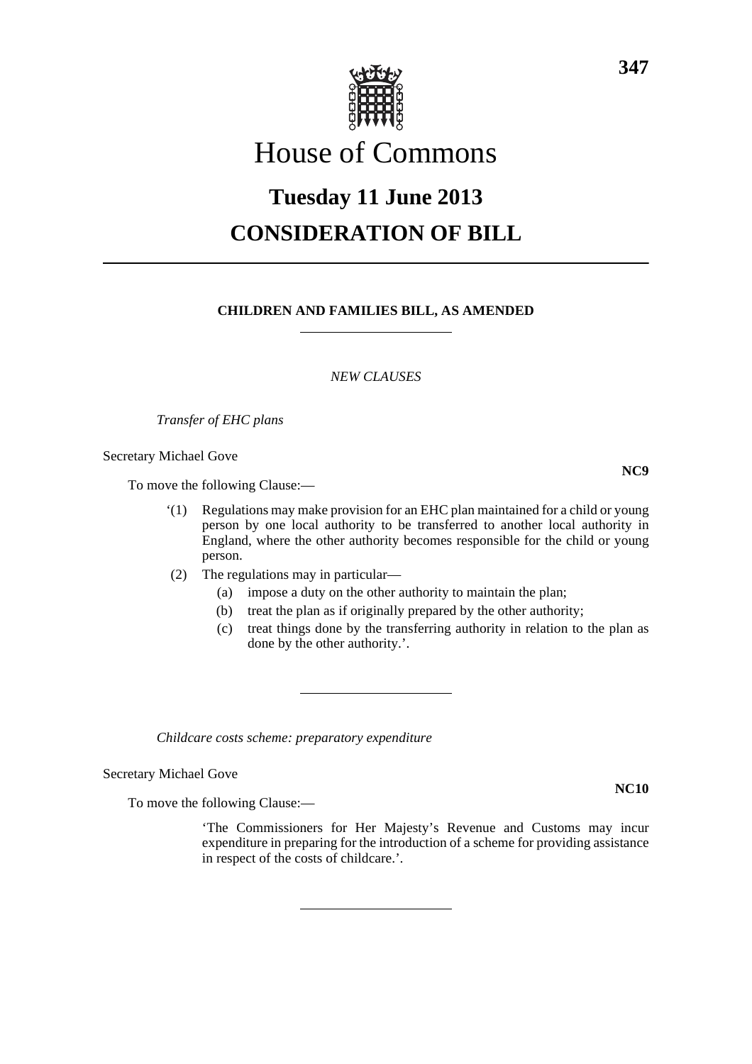# House of Commons

## Tuesday 11 June 2013

## CONSIDERATION OF BILL

---

**CHILDREN AND FAMILIES BILL, AS AMENDED**

*NEW CLAUSES*

*Transfer of EHC plans*

Secretary Michael Gove

**NC9**

To move the following Clause:—

'(1) Regulations may make provision for an EHC plan maintained for a child or young person by one local authority to be transferred to another local authority in England, where the other authority becomes responsible for the child or young person.

(2) The regulations may in particular—

(a) impose a duty on the other authority to maintain the plan;

(b) treat the plan as if originally prepared by the other authority;

(c) treat things done by the transferring authority in relation to the plan as done by the other authority.'.

---

*Childcare costs scheme: preparatory expenditure*

Secretary Michael Gove

**NC10**

To move the following Clause:—

'The Commissioners for Her Majesty's Revenue and Customs may incur expenditure in preparing for the introduction of a scheme for providing assistance in respect of the costs of childcare.'.

---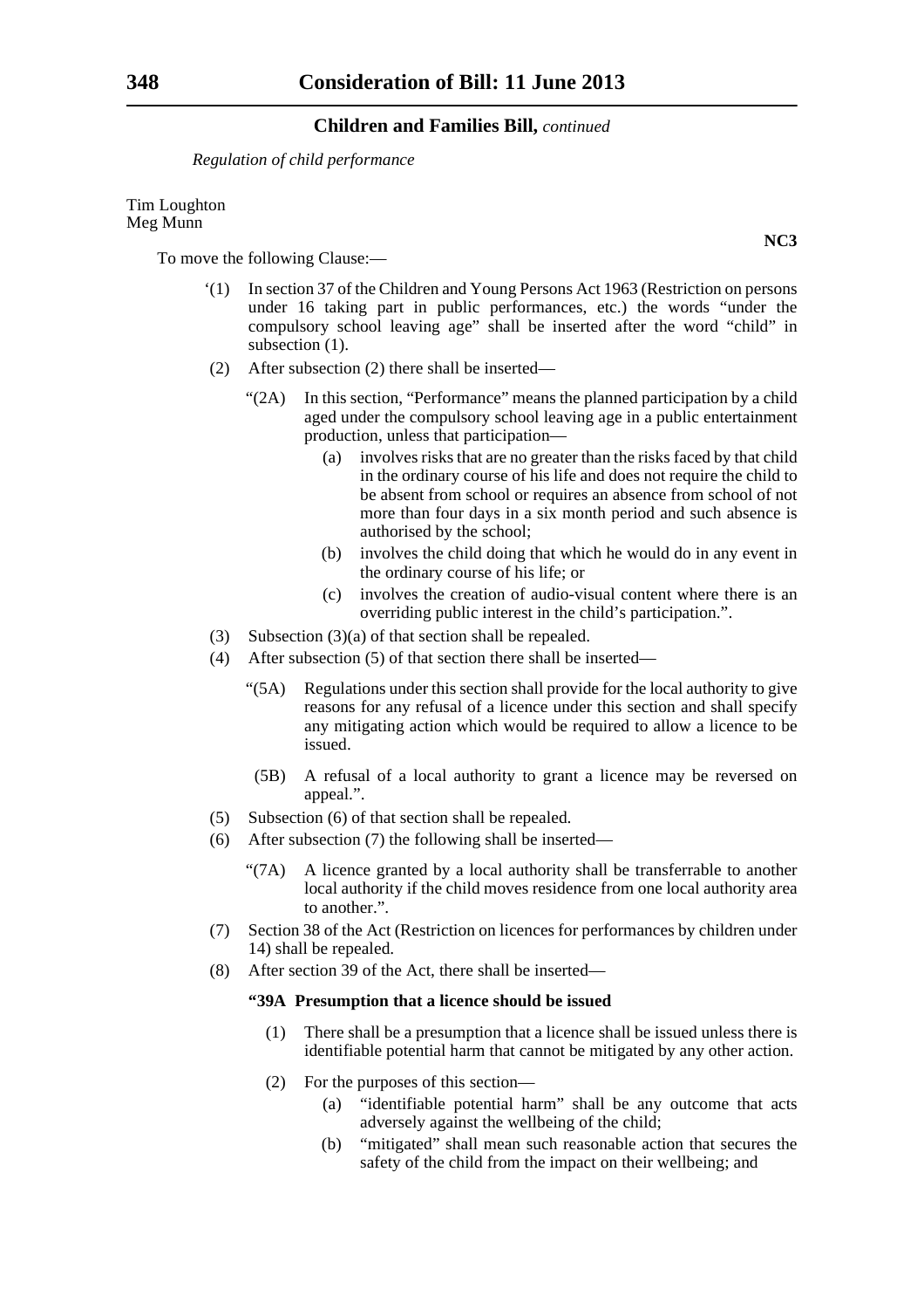*Regulation of child performance*

Tim Loughton
Meg Munn

**NC3**

To move the following Clause:—

'(1) In section 37 of the Children and Young Persons Act 1963 (Restriction on persons under 16 taking part in public performances, etc.) the words "under the compulsory school leaving age" shall be inserted after the word "child" in subsection (1).

(2) After subsection (2) there shall be inserted—

"(2A) In this section, "Performance" means the planned participation by a child aged under the compulsory school leaving age in a public entertainment production, unless that participation—

(a) involves risks that are no greater than the risks faced by that child in the ordinary course of his life and does not require the child to be absent from school or requires an absence from school of not more than four days in a six month period and such absence is authorised by the school;

(b) involves the child doing that which he would do in any event in the ordinary course of his life; or

(c) involves the creation of audio-visual content where there is an overriding public interest in the child's participation.".

(3) Subsection (3)(a) of that section shall be repealed.

(4) After subsection (5) of that section there shall be inserted—

"(5A) Regulations under this section shall provide for the local authority to give reasons for any refusal of a licence under this section and shall specify any mitigating action which would be required to allow a licence to be issued.

(5B) A refusal of a local authority to grant a licence may be reversed on appeal.".

(5) Subsection (6) of that section shall be repealed.

(6) After subsection (7) the following shall be inserted—

"(7A) A licence granted by a local authority shall be transferrable to another local authority if the child moves residence from one local authority area to another.".

(7) Section 38 of the Act (Restriction on licences for performances by children under 14) shall be repealed.

(8) After section 39 of the Act, there shall be inserted—

**"39A Presumption that a licence should be issued**

(1) There shall be a presumption that a licence shall be issued unless there is identifiable potential harm that cannot be mitigated by any other action.

(2) For the purposes of this section—

(a) "identifiable potential harm" shall be any outcome that acts adversely against the wellbeing of the child;

(b) "mitigated" shall mean such reasonable action that secures the safety of the child from the impact on their wellbeing; and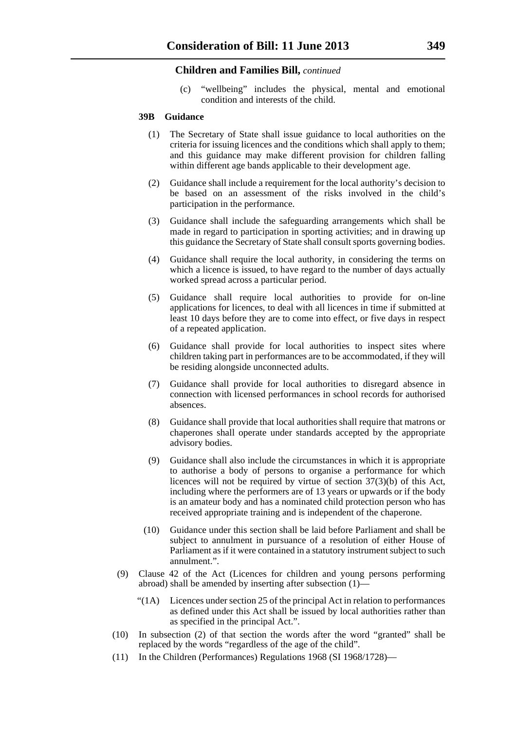**Children and Families Bill,** *continued*

(c) "wellbeing" includes the physical, mental and emotional condition and interests of the child.

**39B Guidance**

(1) The Secretary of State shall issue guidance to local authorities on the criteria for issuing licences and the conditions which shall apply to them; and this guidance may make different provision for children falling within different age bands applicable to their development age.

(2) Guidance shall include a requirement for the local authority's decision to be based on an assessment of the risks involved in the child's participation in the performance.

(3) Guidance shall include the safeguarding arrangements which shall be made in regard to participation in sporting activities; and in drawing up this guidance the Secretary of State shall consult sports governing bodies.

(4) Guidance shall require the local authority, in considering the terms on which a licence is issued, to have regard to the number of days actually worked spread across a particular period.

(5) Guidance shall require local authorities to provide for on-line applications for licences, to deal with all licences in time if submitted at least 10 days before they are to come into effect, or five days in respect of a repeated application.

(6) Guidance shall provide for local authorities to inspect sites where children taking part in performances are to be accommodated, if they will be residing alongside unconnected adults.

(7) Guidance shall provide for local authorities to disregard absence in connection with licensed performances in school records for authorised absences.

(8) Guidance shall provide that local authorities shall require that matrons or chaperones shall operate under standards accepted by the appropriate advisory bodies.

(9) Guidance shall also include the circumstances in which it is appropriate to authorise a body of persons to organise a performance for which licences will not be required by virtue of section 37(3)(b) of this Act, including where the performers are of 13 years or upwards or if the body is an amateur body and has a nominated child protection person who has received appropriate training and is independent of the chaperone.

(10) Guidance under this section shall be laid before Parliament and shall be subject to annulment in pursuance of a resolution of either House of Parliament as if it were contained in a statutory instrument subject to such annulment.".

(9) Clause 42 of the Act (Licences for children and young persons performing abroad) shall be amended by inserting after subsection (1)—

"(1A) Licences under section 25 of the principal Act in relation to performances as defined under this Act shall be issued by local authorities rather than as specified in the principal Act.".

(10) In subsection (2) of that section the words after the word "granted" shall be replaced by the words "regardless of the age of the child".

(11) In the Children (Performances) Regulations 1968 (SI 1968/1728)—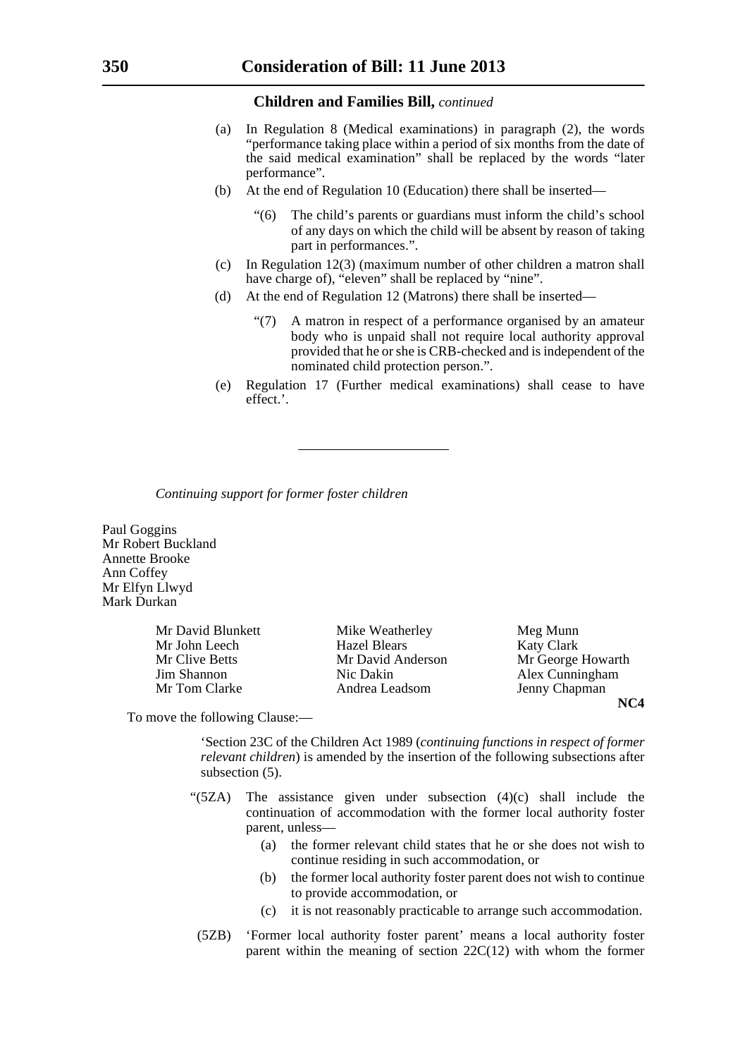**Children and Families Bill,** *continued*

(a) In Regulation 8 (Medical examinations) in paragraph (2), the words "performance taking place within a period of six months from the date of the said medical examination" shall be replaced by the words "later performance".

(b) At the end of Regulation 10 (Education) there shall be inserted—

"(6) The child's parents or guardians must inform the child's school of any days on which the child will be absent by reason of taking part in performances.".

(c) In Regulation 12(3) (maximum number of other children a matron shall have charge of), "eleven" shall be replaced by "nine".

(d) At the end of Regulation 12 (Matrons) there shall be inserted—

"(7) A matron in respect of a performance organised by an amateur body who is unpaid shall not require local authority approval provided that he or she is CRB-checked and is independent of the nominated child protection person.".

(e) Regulation 17 (Further medical examinations) shall cease to have effect.'.

---

*Continuing support for former foster children*

Paul Goggins
Mr Robert Buckland
Annette Brooke
Ann Coffey
Mr Elfyn Llwyd
Mark Durkan

Mr David Blunkett
Mr John Leech
Mr Clive Betts
Jim Shannon
Mr Tom Clarke
Mike Weatherley
Hazel Blears
Mr David Anderson
Nic Dakin
Andrea Leadsom
Meg Munn
Katy Clark
Mr George Howarth
Alex Cunningham
Jenny Chapman

**NC4**

To move the following Clause:—

'Section 23C of the Children Act 1989 (*continuing functions in respect of former relevant children*) is amended by the insertion of the following subsections after subsection (5).

"(5ZA) The assistance given under subsection (4)(c) shall include the continuation of accommodation with the former local authority foster parent, unless—

(a) the former relevant child states that he or she does not wish to continue residing in such accommodation, or

(b) the former local authority foster parent does not wish to continue to provide accommodation, or

(c) it is not reasonably practicable to arrange such accommodation.

(5ZB) 'Former local authority foster parent' means a local authority foster parent within the meaning of section 22C(12) with whom the former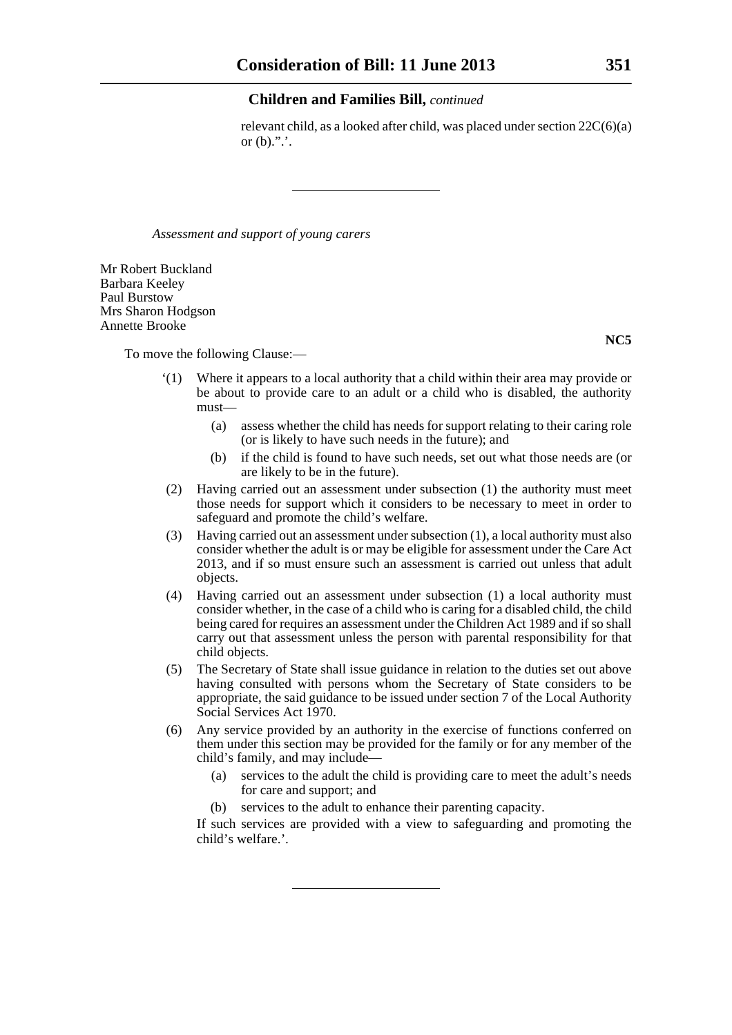relevant child, as a looked after child, was placed under section 22C(6)(a) or (b).”.’.

---

*Assessment and support of young carers*

Mr Robert Buckland
Barbara Keeley
Paul Burstow
Mrs Sharon Hodgson
Annette Brooke

**NC5**

To move the following Clause:—

‘(1) Where it appears to a local authority that a child within their area may provide or be about to provide care to an adult or a child who is disabled, the authority must—

(a) assess whether the child has needs for support relating to their caring role (or is likely to have such needs in the future); and

(b) if the child is found to have such needs, set out what those needs are (or are likely to be in the future).

(2) Having carried out an assessment under subsection (1) the authority must meet those needs for support which it considers to be necessary to meet in order to safeguard and promote the child’s welfare.

(3) Having carried out an assessment under subsection (1), a local authority must also consider whether the adult is or may be eligible for assessment under the Care Act 2013, and if so must ensure such an assessment is carried out unless that adult objects.

(4) Having carried out an assessment under subsection (1) a local authority must consider whether, in the case of a child who is caring for a disabled child, the child being cared for requires an assessment under the Children Act 1989 and if so shall carry out that assessment unless the person with parental responsibility for that child objects.

(5) The Secretary of State shall issue guidance in relation to the duties set out above having consulted with persons whom the Secretary of State considers to be appropriate, the said guidance to be issued under section 7 of the Local Authority Social Services Act 1970.

(6) Any service provided by an authority in the exercise of functions conferred on them under this section may be provided for the family or for any member of the child’s family, and may include—

(a) services to the adult the child is providing care to meet the adult’s needs for care and support; and

(b) services to the adult to enhance their parenting capacity.

If such services are provided with a view to safeguarding and promoting the child’s welfare.’.

---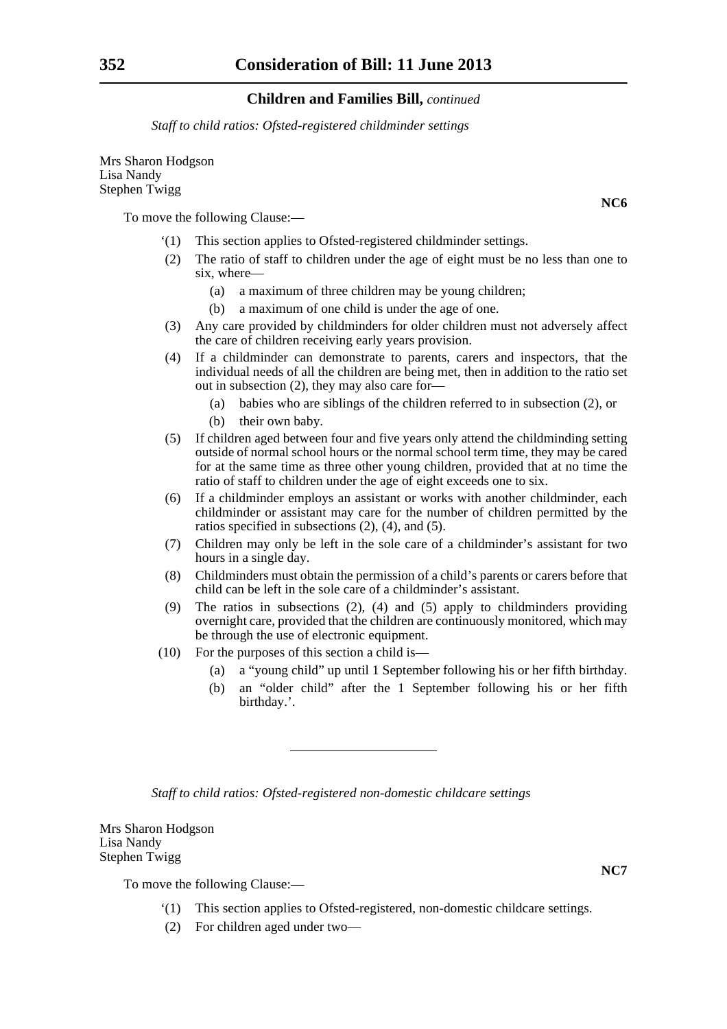**Children and Families Bill,** *continued*

*Staff to child ratios: Ofsted-registered childminder settings*

Mrs Sharon Hodgson
Lisa Nandy
Stephen Twigg

**NC6**

To move the following Clause:—

'(1) This section applies to Ofsted-registered childminder settings.

(2) The ratio of staff to children under the age of eight must be no less than one to six, where—

(a) a maximum of three children may be young children;

(b) a maximum of one child is under the age of one.

(3) Any care provided by childminders for older children must not adversely affect the care of children receiving early years provision.

(4) If a childminder can demonstrate to parents, carers and inspectors, that the individual needs of all the children are being met, then in addition to the ratio set out in subsection (2), they may also care for—

(a) babies who are siblings of the children referred to in subsection (2), or

(b) their own baby.

(5) If children aged between four and five years only attend the childminding setting outside of normal school hours or the normal school term time, they may be cared for at the same time as three other young children, provided that at no time the ratio of staff to children under the age of eight exceeds one to six.

(6) If a childminder employs an assistant or works with another childminder, each childminder or assistant may care for the number of children permitted by the ratios specified in subsections (2), (4), and (5).

(7) Children may only be left in the sole care of a childminder's assistant for two hours in a single day.

(8) Childminders must obtain the permission of a child's parents or carers before that child can be left in the sole care of a childminder's assistant.

(9) The ratios in subsections (2), (4) and (5) apply to childminders providing overnight care, provided that the children are continuously monitored, which may be through the use of electronic equipment.

(10) For the purposes of this section a child is—

(a) a "young child" up until 1 September following his or her fifth birthday.

(b) an "older child" after the 1 September following his or her fifth birthday.'.

---

*Staff to child ratios: Ofsted-registered non-domestic childcare settings*

Mrs Sharon Hodgson
Lisa Nandy
Stephen Twigg

**NC7**

To move the following Clause:—

'(1) This section applies to Ofsted-registered, non-domestic childcare settings.

(2) For children aged under two—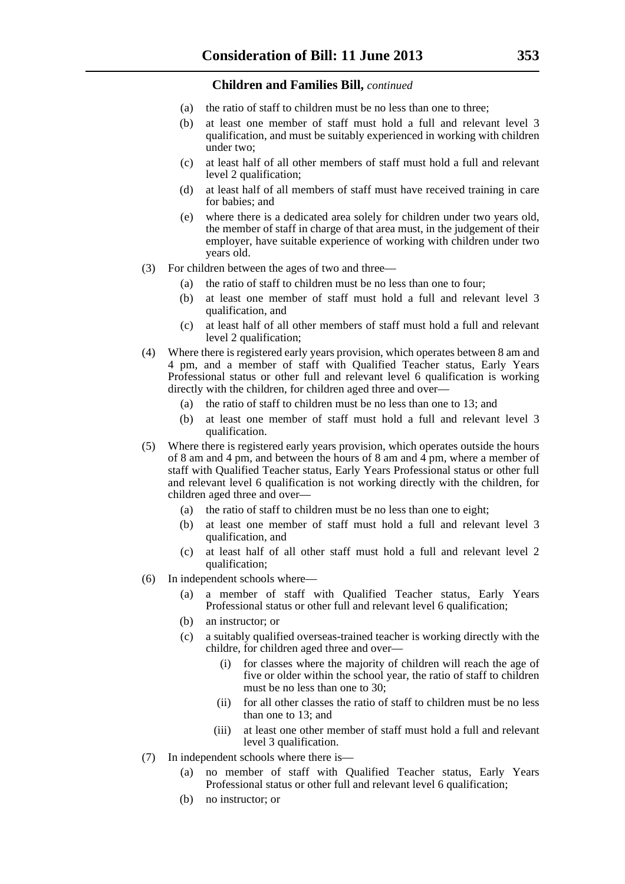**Children and Families Bill,** *continued*

(a) the ratio of staff to children must be no less than one to three;

(b) at least one member of staff must hold a full and relevant level 3 qualification, and must be suitably experienced in working with children under two;

(c) at least half of all other members of staff must hold a full and relevant level 2 qualification;

(d) at least half of all members of staff must have received training in care for babies; and

(e) where there is a dedicated area solely for children under two years old, the member of staff in charge of that area must, in the judgement of their employer, have suitable experience of working with children under two years old.

(3) For children between the ages of two and three—

(a) the ratio of staff to children must be no less than one to four;

(b) at least one member of staff must hold a full and relevant level 3 qualification, and

(c) at least half of all other members of staff must hold a full and relevant level 2 qualification;

(4) Where there is registered early years provision, which operates between 8 am and 4 pm, and a member of staff with Qualified Teacher status, Early Years Professional status or other full and relevant level 6 qualification is working directly with the children, for children aged three and over—

(a) the ratio of staff to children must be no less than one to 13; and

(b) at least one member of staff must hold a full and relevant level 3 qualification.

(5) Where there is registered early years provision, which operates outside the hours of 8 am and 4 pm, and between the hours of 8 am and 4 pm, where a member of staff with Qualified Teacher status, Early Years Professional status or other full and relevant level 6 qualification is not working directly with the children, for children aged three and over—

(a) the ratio of staff to children must be no less than one to eight;

(b) at least one member of staff must hold a full and relevant level 3 qualification, and

(c) at least half of all other staff must hold a full and relevant level 2 qualification;

(6) In independent schools where—

(a) a member of staff with Qualified Teacher status, Early Years Professional status or other full and relevant level 6 qualification;

(b) an instructor; or

(c) a suitably qualified overseas-trained teacher is working directly with the childre, for children aged three and over—

(i) for classes where the majority of children will reach the age of five or older within the school year, the ratio of staff to children must be no less than one to 30;

(ii) for all other classes the ratio of staff to children must be no less than one to 13; and

(iii) at least one other member of staff must hold a full and relevant level 3 qualification.

(7) In independent schools where there is—

(a) no member of staff with Qualified Teacher status, Early Years Professional status or other full and relevant level 6 qualification;

(b) no instructor; or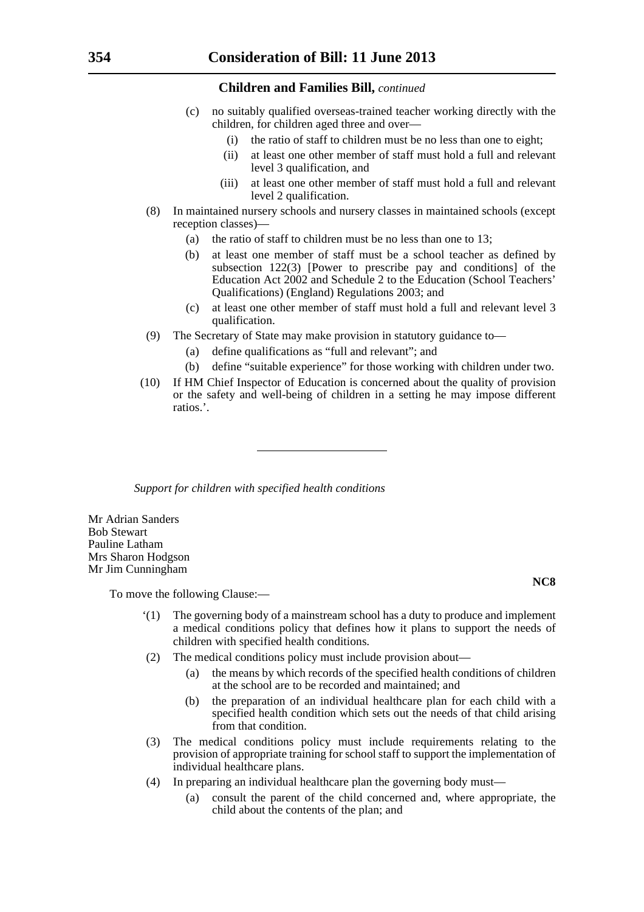(c) no suitably qualified overseas-trained teacher working directly with the children, for children aged three and over—

(i) the ratio of staff to children must be no less than one to eight;

(ii) at least one other member of staff must hold a full and relevant level 3 qualification, and

(iii) at least one other member of staff must hold a full and relevant level 2 qualification.

(8) In maintained nursery schools and nursery classes in maintained schools (except reception classes)—

(a) the ratio of staff to children must be no less than one to 13;

(b) at least one member of staff must be a school teacher as defined by subsection 122(3) [Power to prescribe pay and conditions] of the Education Act 2002 and Schedule 2 to the Education (School Teachers' Qualifications) (England) Regulations 2003; and

(c) at least one other member of staff must hold a full and relevant level 3 qualification.

(9) The Secretary of State may make provision in statutory guidance to—

(a) define qualifications as "full and relevant"; and

(b) define "suitable experience" for those working with children under two.

(10) If HM Chief Inspector of Education is concerned about the quality of provision or the safety and well-being of children in a setting he may impose different ratios.'.

---

*Support for children with specified health conditions*

Mr Adrian Sanders
Bob Stewart
Pauline Latham
Mrs Sharon Hodgson
Mr Jim Cunningham

**NC8**

To move the following Clause:—

'(1) The governing body of a mainstream school has a duty to produce and implement a medical conditions policy that defines how it plans to support the needs of children with specified health conditions.

(2) The medical conditions policy must include provision about—

(a) the means by which records of the specified health conditions of children at the school are to be recorded and maintained; and

(b) the preparation of an individual healthcare plan for each child with a specified health condition which sets out the needs of that child arising from that condition.

(3) The medical conditions policy must include requirements relating to the provision of appropriate training for school staff to support the implementation of individual healthcare plans.

(4) In preparing an individual healthcare plan the governing body must—

(a) consult the parent of the child concerned and, where appropriate, the child about the contents of the plan; and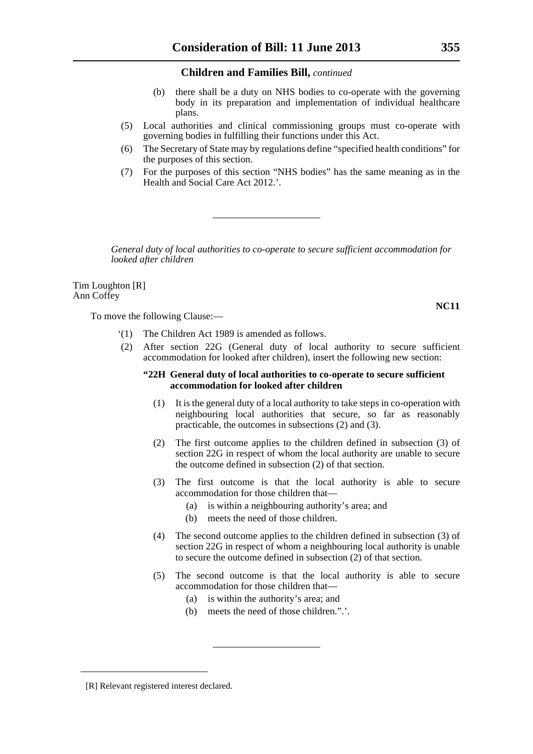(b) there shall be a duty on NHS bodies to co-operate with the governing body in its preparation and implementation of individual healthcare plans.

(5) Local authorities and clinical commissioning groups must co-operate with governing bodies in fulfilling their functions under this Act.

(6) The Secretary of State may by regulations define "specified health conditions" for the purposes of this section.

(7) For the purposes of this section "NHS bodies" has the same meaning as in the Health and Social Care Act 2012.'.

---

*General duty of local authorities to co-operate to secure sufficient accommodation for looked after children*

Tim Loughton [R]
Ann Coffey

**NC11**

To move the following Clause:—

'(1) The Children Act 1989 is amended as follows.

(2) After section 22G (General duty of local authority to secure sufficient accommodation for looked after children), insert the following new section:

**"22H General duty of local authorities to co-operate to secure sufficient accommodation for looked after children**

(1) It is the general duty of a local authority to take steps in co-operation with neighbouring local authorities that secure, so far as reasonably practicable, the outcomes in subsections (2) and (3).

(2) The first outcome applies to the children defined in subsection (3) of section 22G in respect of whom the local authority are unable to secure the outcome defined in subsection (2) of that section.

(3) The first outcome is that the local authority is able to secure accommodation for those children that—

(a) is within a neighbouring authority's area; and

(b) meets the need of those children.

(4) The second outcome applies to the children defined in subsection (3) of section 22G in respect of whom a neighbouring local authority is unable to secure the outcome defined in subsection (2) of that section.

(5) The second outcome is that the local authority is able to secure accommodation for those children that—

(a) is within the authority's area; and

(b) meets the need of those children.".'.

---

[R] Relevant registered interest declared.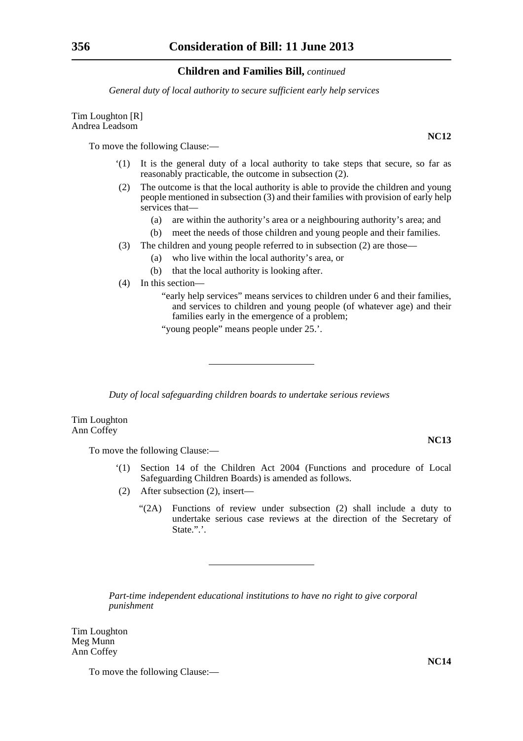*General duty of local authority to secure sufficient early help services*

Tim Loughton [R]
Andrea Leadsom

**NC12**

To move the following Clause:—

‘(1) It is the general duty of a local authority to take steps that secure, so far as reasonably practicable, the outcome in subsection (2).

(2) The outcome is that the local authority is able to provide the children and young people mentioned in subsection (3) and their families with provision of early help services that—

(a) are within the authority’s area or a neighbouring authority’s area; and

(b) meet the needs of those children and young people and their families.

(3) The children and young people referred to in subsection (2) are those—

(a) who live within the local authority’s area, or

(b) that the local authority is looking after.

(4) In this section—

“early help services” means services to children under 6 and their families, and services to children and young people (of whatever age) and their families early in the emergence of a problem;

“young people” means people under 25.’.

---

*Duty of local safeguarding children boards to undertake serious reviews*

Tim Loughton
Ann Coffey

**NC13**

To move the following Clause:—

‘(1) Section 14 of the Children Act 2004 (Functions and procedure of Local Safeguarding Children Boards) is amended as follows.

(2) After subsection (2), insert—

“(2A) Functions of review under subsection (2) shall include a duty to undertake serious case reviews at the direction of the Secretary of State.”.’.

---

*Part-time independent educational institutions to have no right to give corporal punishment*

Tim Loughton
Meg Munn
Ann Coffey

**NC14**

To move the following Clause:—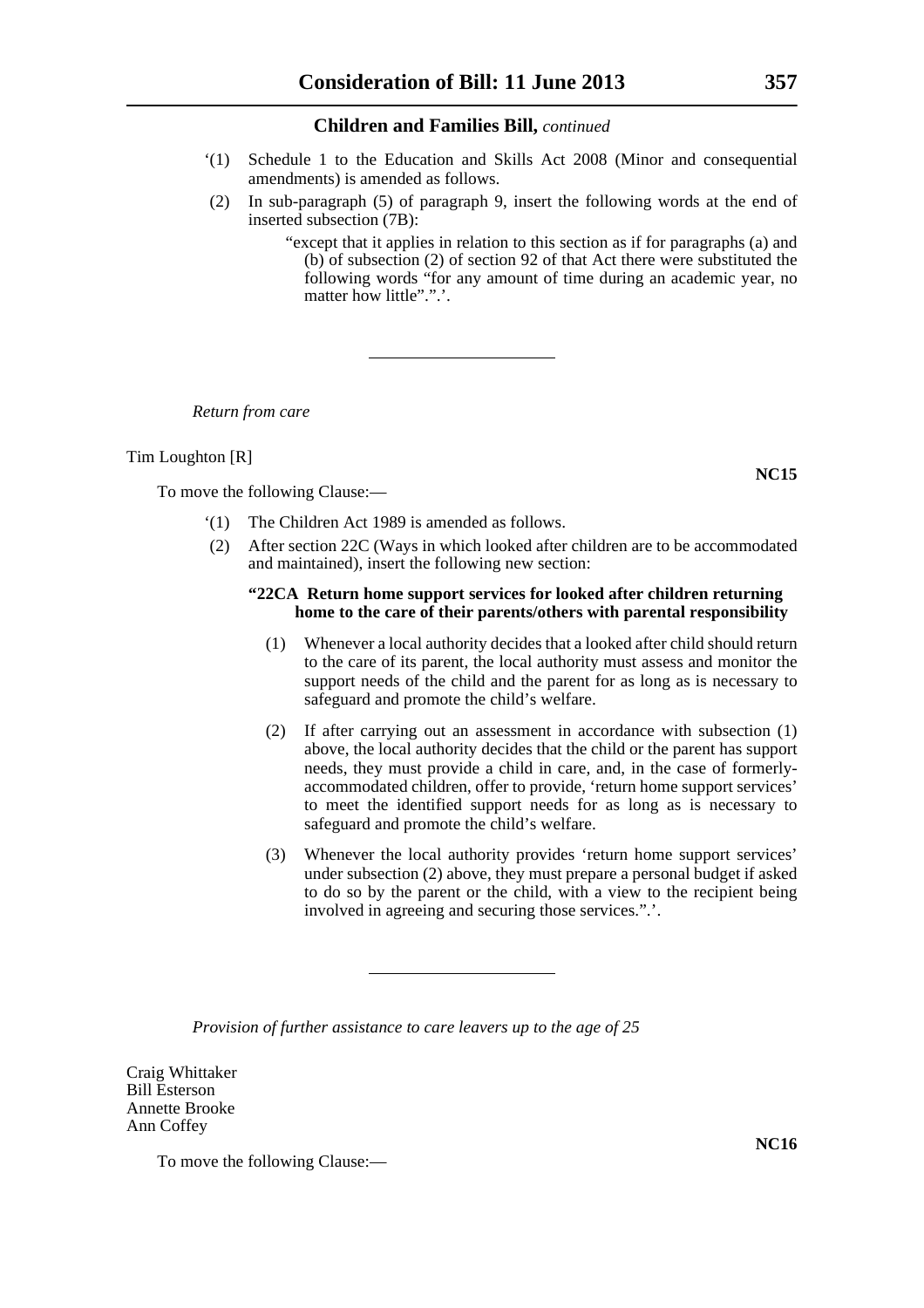'(1) Schedule 1 to the Education and Skills Act 2008 (Minor and consequential amendments) is amended as follows.

(2) In sub-paragraph (5) of paragraph 9, insert the following words at the end of inserted subsection (7B):

"except that it applies in relation to this section as if for paragraphs (a) and (b) of subsection (2) of section 92 of that Act there were substituted the following words "for any amount of time during an academic year, no matter how little".".'.

---

*Return from care*

Tim Loughton [R]

**NC15**

To move the following Clause:—

'(1) The Children Act 1989 is amended as follows.

(2) After section 22C (Ways in which looked after children are to be accommodated and maintained), insert the following new section:

**"22CA Return home support services for looked after children returning home to the care of their parents/others with parental responsibility**

(1) Whenever a local authority decides that a looked after child should return to the care of its parent, the local authority must assess and monitor the support needs of the child and the parent for as long as is necessary to safeguard and promote the child's welfare.

(2) If after carrying out an assessment in accordance with subsection (1) above, the local authority decides that the child or the parent has support needs, they must provide a child in care, and, in the case of formerly-accommodated children, offer to provide, 'return home support services' to meet the identified support needs for as long as is necessary to safeguard and promote the child's welfare.

(3) Whenever the local authority provides 'return home support services' under subsection (2) above, they must prepare a personal budget if asked to do so by the parent or the child, with a view to the recipient being involved in agreeing and securing those services.".'.

---

*Provision of further assistance to care leavers up to the age of 25*

Craig Whittaker
Bill Esterson
Annette Brooke
Ann Coffey

**NC16**

To move the following Clause:—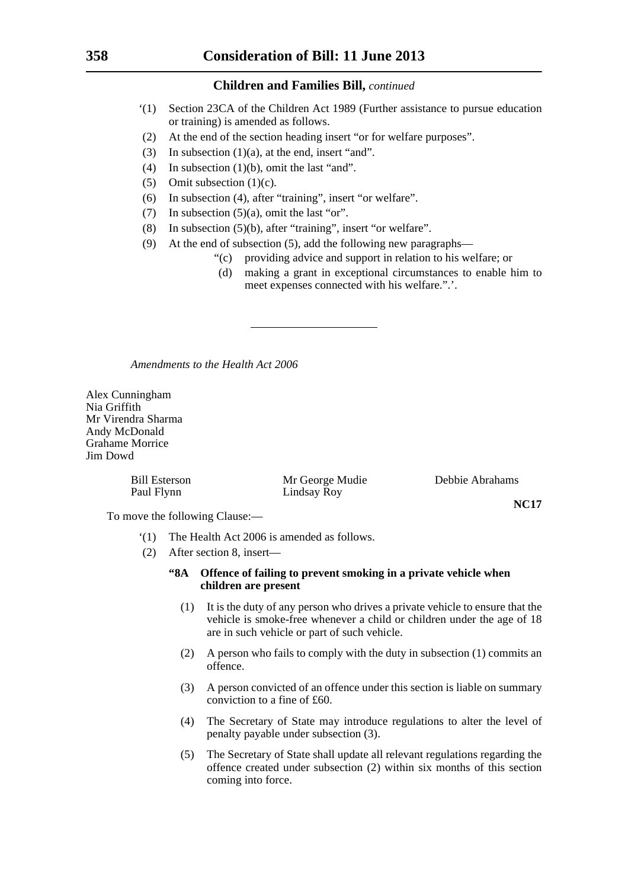## Children and Families Bill, *continued*

‘(1) Section 23CA of the Children Act 1989 (Further assistance to pursue education or training) is amended as follows.

(2) At the end of the section heading insert “or for welfare purposes”.

(3) In subsection (1)(a), at the end, insert “and”.

(4) In subsection (1)(b), omit the last “and”.

(5) Omit subsection (1)(c).

(6) In subsection (4), after “training”, insert “or welfare”.

(7) In subsection (5)(a), omit the last “or”.

(8) In subsection (5)(b), after “training”, insert “or welfare”.

(9) At the end of subsection (5), add the following new paragraphs—

“(c) providing advice and support in relation to his welfare; or

(d) making a grant in exceptional circumstances to enable him to meet expenses connected with his welfare.”.’.

---

*Amendments to the Health Act 2006*

Alex Cunningham
Nia Griffith
Mr Virendra Sharma
Andy McDonald
Grahame Morrice
Jim Dowd

Bill Esterson
Paul Flynn
Mr George Mudie
Lindsay Roy
Debbie Abrahams

**NC17**

To move the following Clause:—

‘(1) The Health Act 2006 is amended as follows.

(2) After section 8, insert—

**“8A Offence of failing to prevent smoking in a private vehicle when children are present**

(1) It is the duty of any person who drives a private vehicle to ensure that the vehicle is smoke-free whenever a child or children under the age of 18 are in such vehicle or part of such vehicle.

(2) A person who fails to comply with the duty in subsection (1) commits an offence.

(3) A person convicted of an offence under this section is liable on summary conviction to a fine of £60.

(4) The Secretary of State may introduce regulations to alter the level of penalty payable under subsection (3).

(5) The Secretary of State shall update all relevant regulations regarding the offence created under subsection (2) within six months of this section coming into force.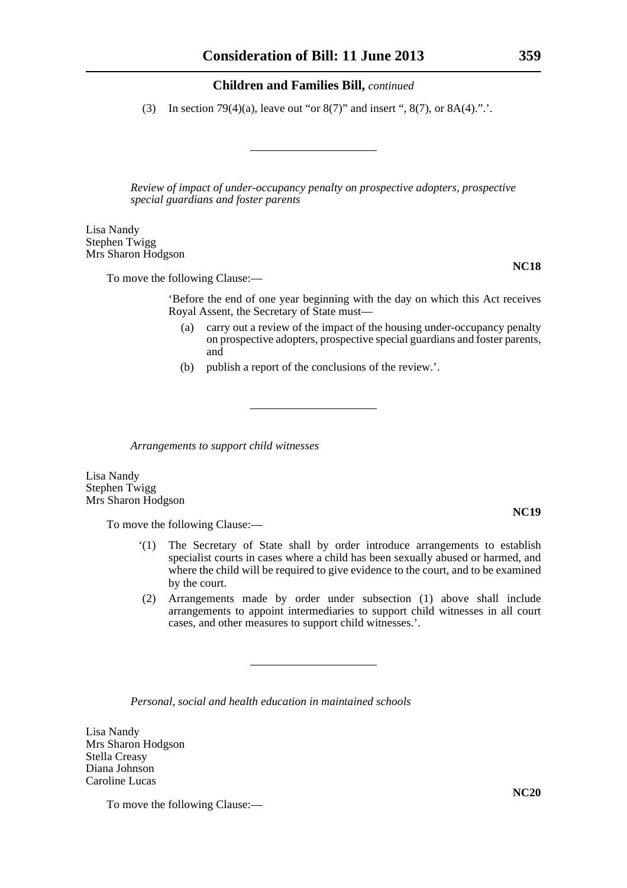(3) In section 79(4)(a), leave out "or 8(7)" and insert ", 8(7), or 8A(4).".'.

---

*Review of impact of under-occupancy penalty on prospective adopters, prospective special guardians and foster parents*

Lisa Nandy
Stephen Twigg
Mrs Sharon Hodgson

**NC18**

To move the following Clause:—

'Before the end of one year beginning with the day on which this Act receives Royal Assent, the Secretary of State must—

(a) carry out a review of the impact of the housing under-occupancy penalty on prospective adopters, prospective special guardians and foster parents, and

(b) publish a report of the conclusions of the review.'.

---

*Arrangements to support child witnesses*

Lisa Nandy
Stephen Twigg
Mrs Sharon Hodgson

**NC19**

To move the following Clause:—

'(1) The Secretary of State shall by order introduce arrangements to establish specialist courts in cases where a child has been sexually abused or harmed, and where the child will be required to give evidence to the court, and to be examined by the court.

(2) Arrangements made by order under subsection (1) above shall include arrangements to appoint intermediaries to support child witnesses in all court cases, and other measures to support child witnesses.'.

---

*Personal, social and health education in maintained schools*

Lisa Nandy
Mrs Sharon Hodgson
Stella Creasy
Diana Johnson
Caroline Lucas

**NC20**

To move the following Clause:—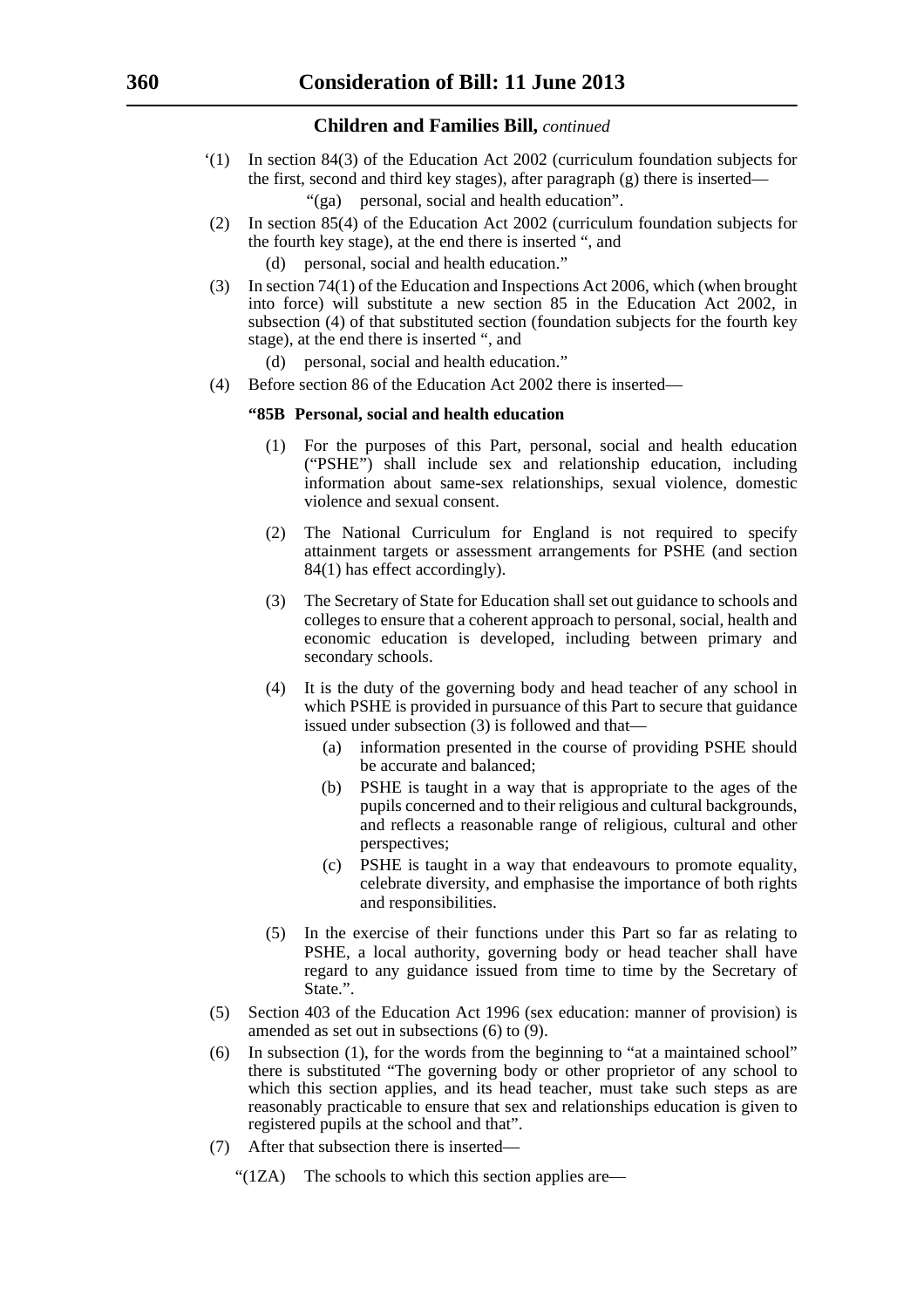## Children and Families Bill, *continued*

'(1) In section 84(3) of the Education Act 2002 (curriculum foundation subjects for the first, second and third key stages), after paragraph (g) there is inserted—

"(ga) personal, social and health education".

(2) In section 85(4) of the Education Act 2002 (curriculum foundation subjects for the fourth key stage), at the end there is inserted ", and

(d) personal, social and health education."

(3) In section 74(1) of the Education and Inspections Act 2006, which (when brought into force) will substitute a new section 85 in the Education Act 2002, in subsection (4) of that substituted section (foundation subjects for the fourth key stage), at the end there is inserted ", and

(d) personal, social and health education."

(4) Before section 86 of the Education Act 2002 there is inserted—

**"85B Personal, social and health education**

(1) For the purposes of this Part, personal, social and health education ("PSHE") shall include sex and relationship education, including information about same-sex relationships, sexual violence, domestic violence and sexual consent.

(2) The National Curriculum for England is not required to specify attainment targets or assessment arrangements for PSHE (and section 84(1) has effect accordingly).

(3) The Secretary of State for Education shall set out guidance to schools and colleges to ensure that a coherent approach to personal, social, health and economic education is developed, including between primary and secondary schools.

(4) It is the duty of the governing body and head teacher of any school in which PSHE is provided in pursuance of this Part to secure that guidance issued under subsection (3) is followed and that—

(a) information presented in the course of providing PSHE should be accurate and balanced;

(b) PSHE is taught in a way that is appropriate to the ages of the pupils concerned and to their religious and cultural backgrounds, and reflects a reasonable range of religious, cultural and other perspectives;

(c) PSHE is taught in a way that endeavours to promote equality, celebrate diversity, and emphasise the importance of both rights and responsibilities.

(5) In the exercise of their functions under this Part so far as relating to PSHE, a local authority, governing body or head teacher shall have regard to any guidance issued from time to time by the Secretary of State.".

(5) Section 403 of the Education Act 1996 (sex education: manner of provision) is amended as set out in subsections (6) to (9).

(6) In subsection (1), for the words from the beginning to "at a maintained school" there is substituted "The governing body or other proprietor of any school to which this section applies, and its head teacher, must take such steps as are reasonably practicable to ensure that sex and relationships education is given to registered pupils at the school and that".

(7) After that subsection there is inserted—

"(1ZA) The schools to which this section applies are—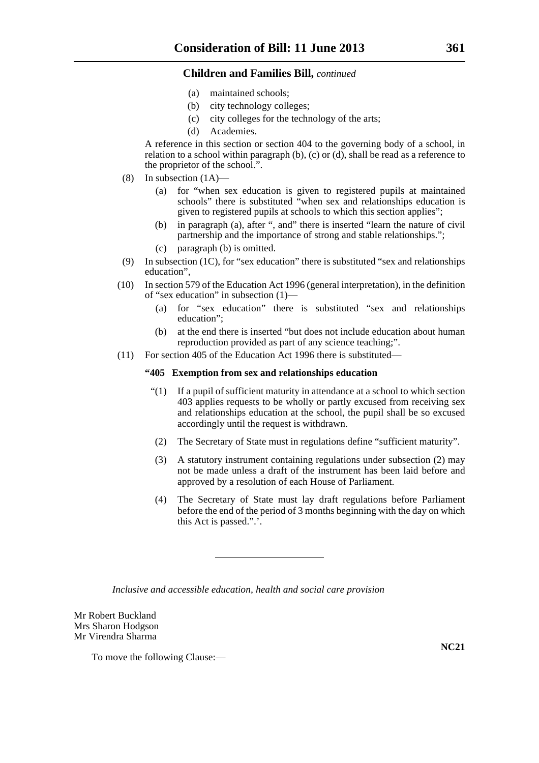(a) maintained schools;
(b) city technology colleges;
(c) city colleges for the technology of the arts;
(d) Academies.

A reference in this section or section 404 to the governing body of a school, in relation to a school within paragraph (b), (c) or (d), shall be read as a reference to the proprietor of the school.".

(8) In subsection (1A)—

(a) for "when sex education is given to registered pupils at maintained schools" there is substituted "when sex and relationships education is given to registered pupils at schools to which this section applies";

(b) in paragraph (a), after ", and" there is inserted "learn the nature of civil partnership and the importance of strong and stable relationships.";

(c) paragraph (b) is omitted.

(9) In subsection (1C), for "sex education" there is substituted "sex and relationships education",

(10) In section 579 of the Education Act 1996 (general interpretation), in the definition of "sex education" in subsection (1)—

(a) for "sex education" there is substituted "sex and relationships education";

(b) at the end there is inserted "but does not include education about human reproduction provided as part of any science teaching;".

(11) For section 405 of the Education Act 1996 there is substituted—

**"405 Exemption from sex and relationships education**

"(1) If a pupil of sufficient maturity in attendance at a school to which section 403 applies requests to be wholly or partly excused from receiving sex and relationships education at the school, the pupil shall be so excused accordingly until the request is withdrawn.

(2) The Secretary of State must in regulations define "sufficient maturity".

(3) A statutory instrument containing regulations under subsection (2) may not be made unless a draft of the instrument has been laid before and approved by a resolution of each House of Parliament.

(4) The Secretary of State must lay draft regulations before Parliament before the end of the period of 3 months beginning with the day on which this Act is passed.".'.

---

*Inclusive and accessible education, health and social care provision*

Mr Robert Buckland
Mrs Sharon Hodgson
Mr Virendra Sharma

**NC21**

To move the following Clause:—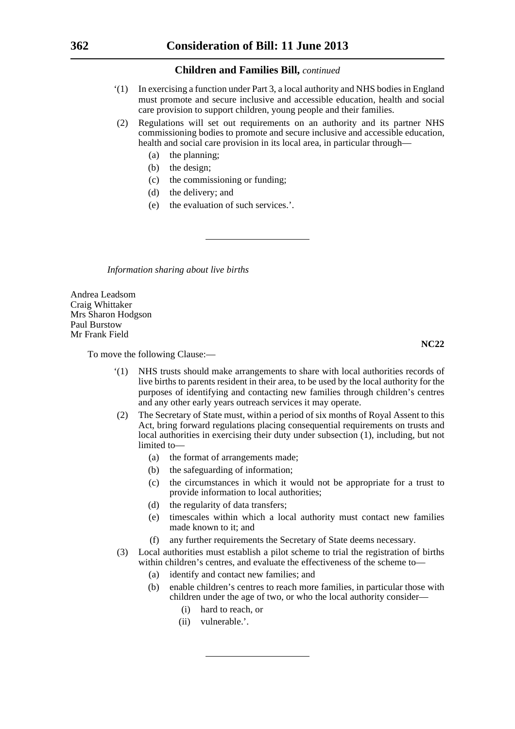**Children and Families Bill,** *continued*

'(1) In exercising a function under Part 3, a local authority and NHS bodies in England must promote and secure inclusive and accessible education, health and social care provision to support children, young people and their families.

(2) Regulations will set out requirements on an authority and its partner NHS commissioning bodies to promote and secure inclusive and accessible education, health and social care provision in its local area, in particular through—

(a) the planning;

(b) the design;

(c) the commissioning or funding;

(d) the delivery; and

(e) the evaluation of such services.'.

---

*Information sharing about live births*

Andrea Leadsom
Craig Whittaker
Mrs Sharon Hodgson
Paul Burstow
Mr Frank Field

**NC22**

To move the following Clause:—

'(1) NHS trusts should make arrangements to share with local authorities records of live births to parents resident in their area, to be used by the local authority for the purposes of identifying and contacting new families through children's centres and any other early years outreach services it may operate.

(2) The Secretary of State must, within a period of six months of Royal Assent to this Act, bring forward regulations placing consequential requirements on trusts and local authorities in exercising their duty under subsection (1), including, but not limited to—

(a) the format of arrangements made;

(b) the safeguarding of information;

(c) the circumstances in which it would not be appropriate for a trust to provide information to local authorities;

(d) the regularity of data transfers;

(e) timescales within which a local authority must contact new families made known to it; and

(f) any further requirements the Secretary of State deems necessary.

(3) Local authorities must establish a pilot scheme to trial the registration of births within children's centres, and evaluate the effectiveness of the scheme to—

(a) identify and contact new families; and

(b) enable children's centres to reach more families, in particular those with children under the age of two, or who the local authority consider—

(i) hard to reach, or

(ii) vulnerable.'.

---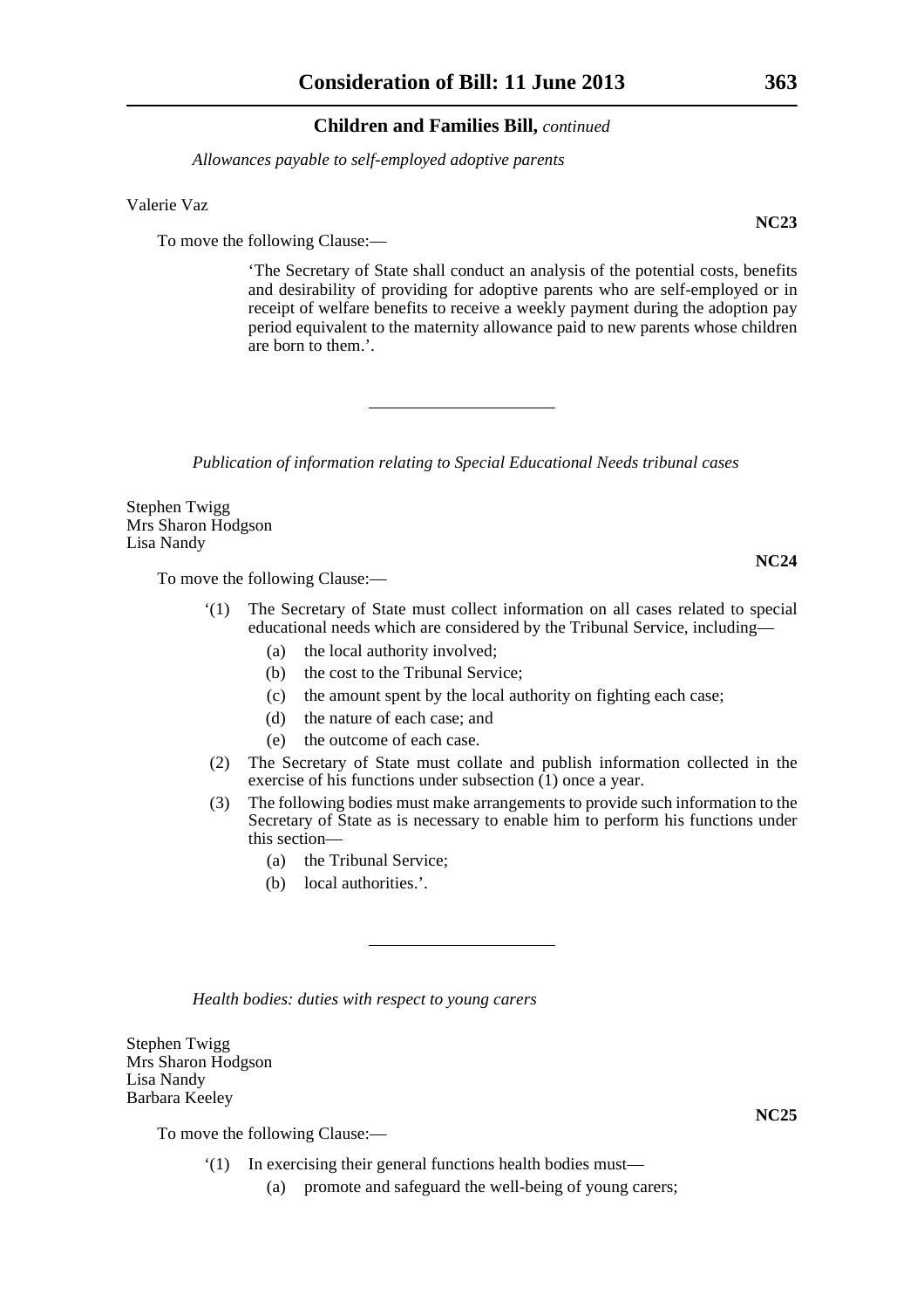*Allowances payable to self-employed adoptive parents*

Valerie Vaz

**NC23**

To move the following Clause:—

‘The Secretary of State shall conduct an analysis of the potential costs, benefits and desirability of providing for adoptive parents who are self-employed or in receipt of welfare benefits to receive a weekly payment during the adoption pay period equivalent to the maternity allowance paid to new parents whose children are born to them.’.

---

*Publication of information relating to Special Educational Needs tribunal cases*

Stephen Twigg
Mrs Sharon Hodgson
Lisa Nandy

**NC24**

To move the following Clause:—

‘(1) The Secretary of State must collect information on all cases related to special educational needs which are considered by the Tribunal Service, including—

(a) the local authority involved;

(b) the cost to the Tribunal Service;

(c) the amount spent by the local authority on fighting each case;

(d) the nature of each case; and

(e) the outcome of each case.

(2) The Secretary of State must collate and publish information collected in the exercise of his functions under subsection (1) once a year.

(3) The following bodies must make arrangements to provide such information to the Secretary of State as is necessary to enable him to perform his functions under this section—

(a) the Tribunal Service;

(b) local authorities.’.

---

*Health bodies: duties with respect to young carers*

Stephen Twigg
Mrs Sharon Hodgson
Lisa Nandy
Barbara Keeley

**NC25**

To move the following Clause:—

‘(1) In exercising their general functions health bodies must—

(a) promote and safeguard the well-being of young carers;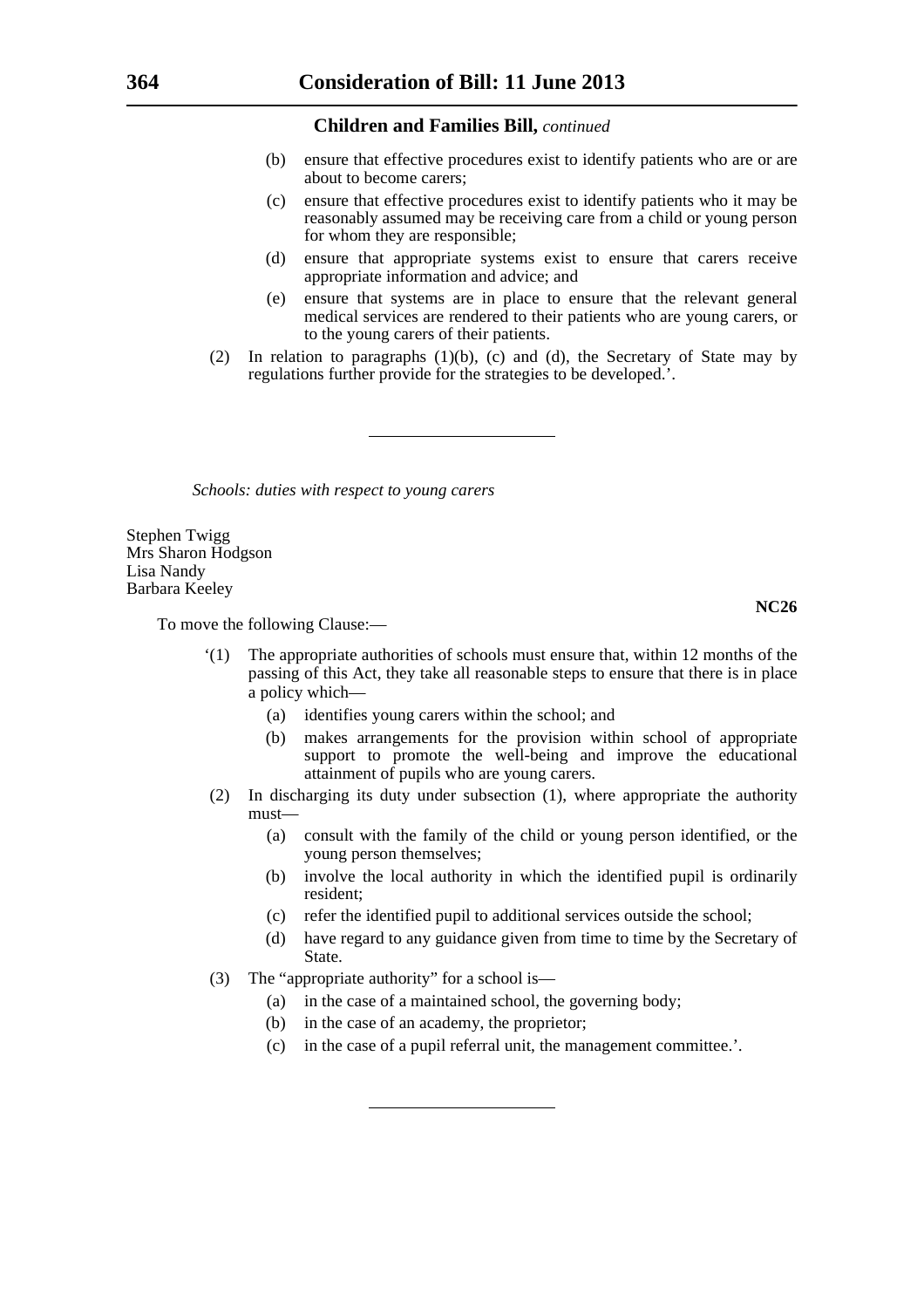**Children and Families Bill,** *continued*

(b) ensure that effective procedures exist to identify patients who are or are about to become carers;

(c) ensure that effective procedures exist to identify patients who it may be reasonably assumed may be receiving care from a child or young person for whom they are responsible;

(d) ensure that appropriate systems exist to ensure that carers receive appropriate information and advice; and

(e) ensure that systems are in place to ensure that the relevant general medical services are rendered to their patients who are young carers, or to the young carers of their patients.

(2) In relation to paragraphs (1)(b), (c) and (d), the Secretary of State may by regulations further provide for the strategies to be developed.'.

---

*Schools: duties with respect to young carers*

Stephen Twigg
Mrs Sharon Hodgson
Lisa Nandy
Barbara Keeley

**NC26**

To move the following Clause:—

'(1) The appropriate authorities of schools must ensure that, within 12 months of the passing of this Act, they take all reasonable steps to ensure that there is in place a policy which—

(a) identifies young carers within the school; and

(b) makes arrangements for the provision within school of appropriate support to promote the well-being and improve the educational attainment of pupils who are young carers.

(2) In discharging its duty under subsection (1), where appropriate the authority must—

(a) consult with the family of the child or young person identified, or the young person themselves;

(b) involve the local authority in which the identified pupil is ordinarily resident;

(c) refer the identified pupil to additional services outside the school;

(d) have regard to any guidance given from time to time by the Secretary of State.

(3) The "appropriate authority" for a school is—

(a) in the case of a maintained school, the governing body;

(b) in the case of an academy, the proprietor;

(c) in the case of a pupil referral unit, the management committee.'.

---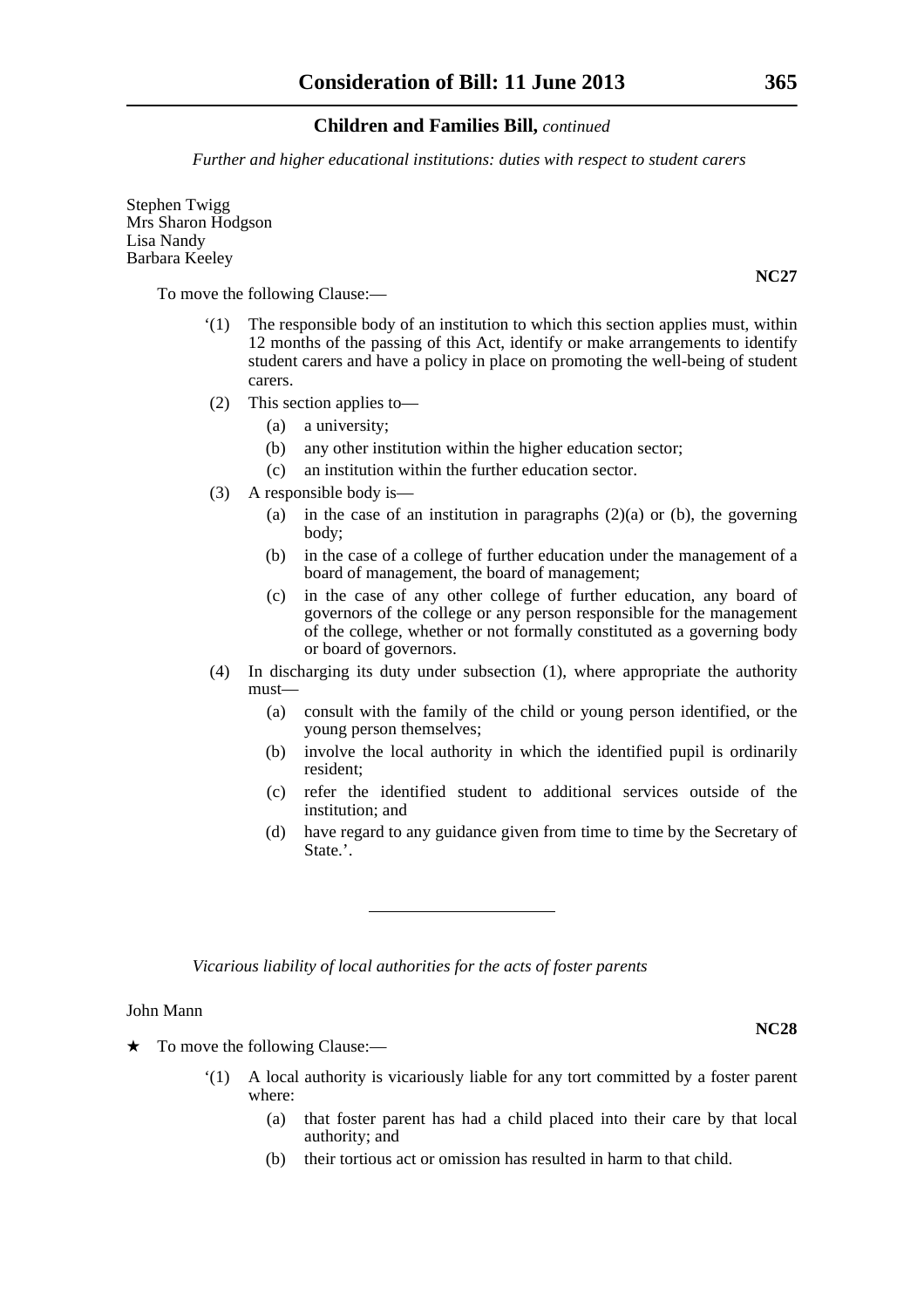**Children and Families Bill,** *continued*

*Further and higher educational institutions: duties with respect to student carers*

Stephen Twigg
Mrs Sharon Hodgson
Lisa Nandy
Barbara Keeley

**NC27**

To move the following Clause:—

'(1) The responsible body of an institution to which this section applies must, within 12 months of the passing of this Act, identify or make arrangements to identify student carers and have a policy in place on promoting the well-being of student carers.

(2) This section applies to—

(a) a university;

(b) any other institution within the higher education sector;

(c) an institution within the further education sector.

(3) A responsible body is—

(a) in the case of an institution in paragraphs (2)(a) or (b), the governing body;

(b) in the case of a college of further education under the management of a board of management, the board of management;

(c) in the case of any other college of further education, any board of governors of the college or any person responsible for the management of the college, whether or not formally constituted as a governing body or board of governors.

(4) In discharging its duty under subsection (1), where appropriate the authority must—

(a) consult with the family of the child or young person identified, or the young person themselves;

(b) involve the local authority in which the identified pupil is ordinarily resident;

(c) refer the identified student to additional services outside of the institution; and

(d) have regard to any guidance given from time to time by the Secretary of State.'.

---

*Vicarious liability of local authorities for the acts of foster parents*

John Mann

**NC28**

★ To move the following Clause:—

'(1) A local authority is vicariously liable for any tort committed by a foster parent where:

(a) that foster parent has had a child placed into their care by that local authority; and

(b) their tortious act or omission has resulted in harm to that child.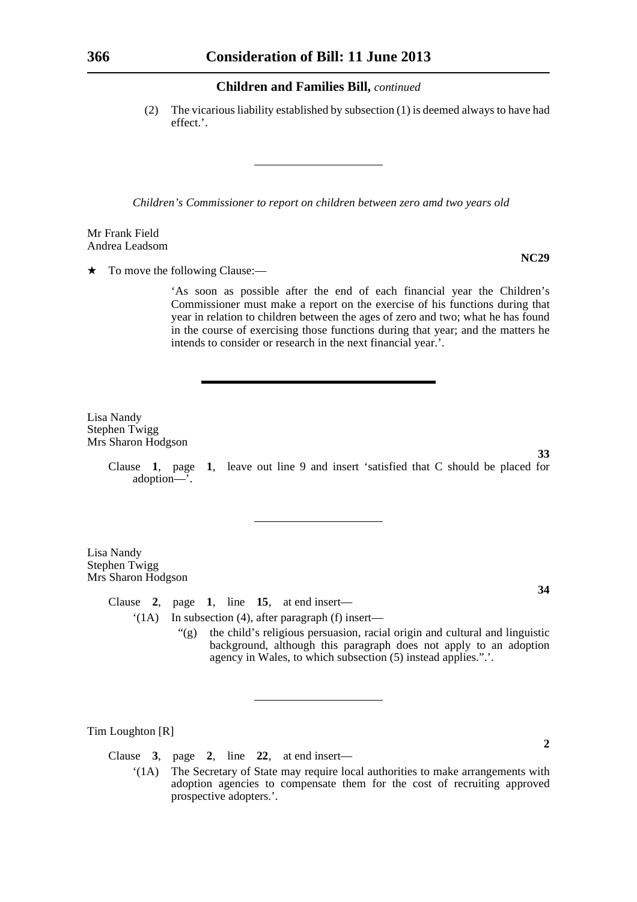## Children and Families Bill, *continued*

(2) The vicarious liability established by subsection (1) is deemed always to have had effect.'.

---

*Children's Commissioner to report on children between zero amd two years old*

Mr Frank Field
Andrea Leadsom

**NC29**

★ To move the following Clause:—

'As soon as possible after the end of each financial year the Children's Commissioner must make a report on the exercise of his functions during that year in relation to children between the ages of zero and two; what he has found in the course of exercising those functions during that year; and the matters he intends to consider or research in the next financial year.'.

---

Lisa Nandy
Stephen Twigg
Mrs Sharon Hodgson

**33**

Clause **1**, page **1**, leave out line 9 and insert 'satisfied that C should be placed for adoption—'.

---

Lisa Nandy
Stephen Twigg
Mrs Sharon Hodgson

**34**

Clause **2**, page **1**, line **15**, at end insert—

'(1A) In subsection (4), after paragraph (f) insert—

"(g) the child's religious persuasion, racial origin and cultural and linguistic background, although this paragraph does not apply to an adoption agency in Wales, to which subsection (5) instead applies.".'.

---

Tim Loughton [R]

**2**

Clause **3**, page **2**, line **22**, at end insert—

'(1A) The Secretary of State may require local authorities to make arrangements with adoption agencies to compensate them for the cost of recruiting approved prospective adopters.'.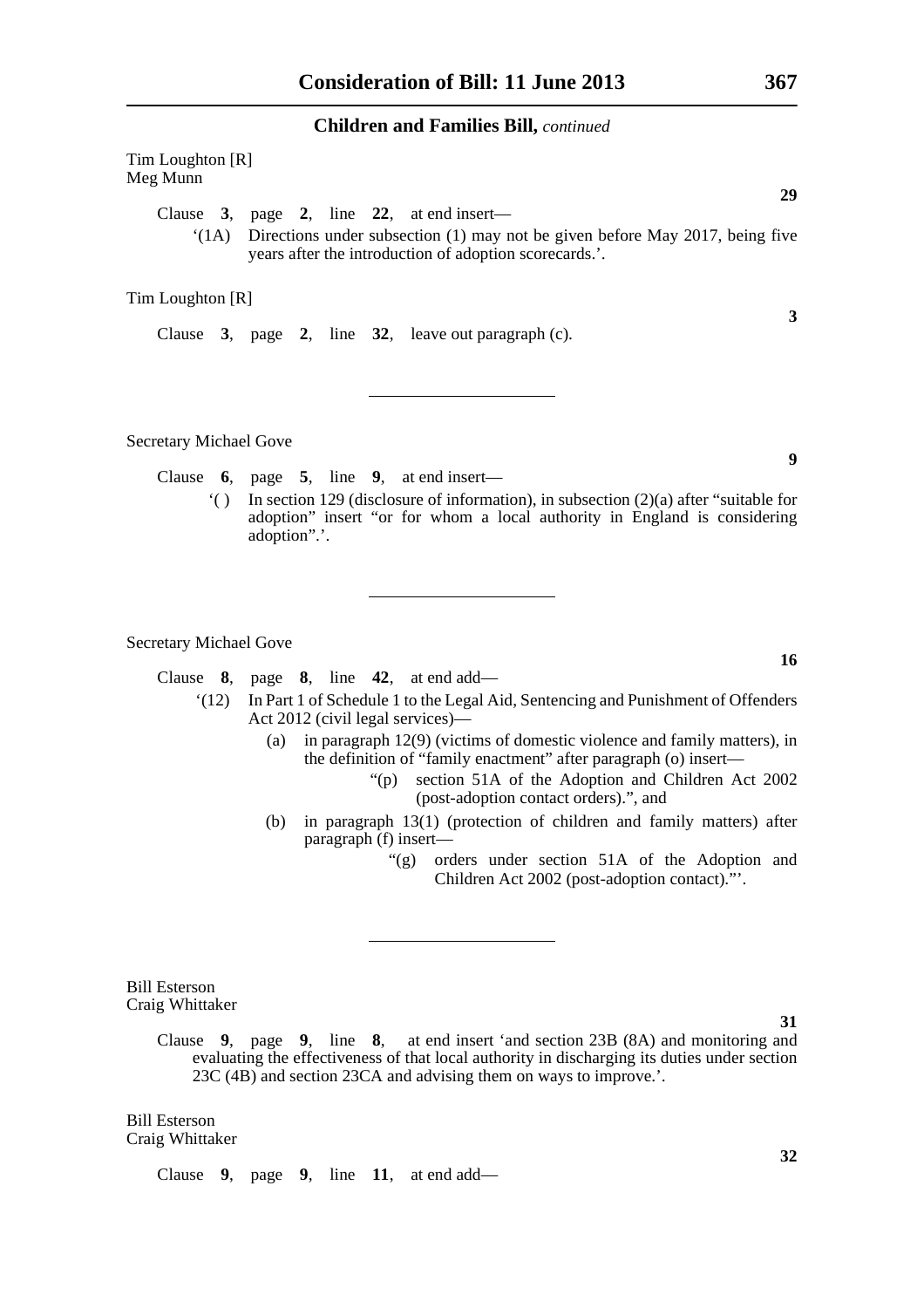**Children and Families Bill,** *continued*

Tim Loughton [R]
Meg Munn

**29**

Clause **3**, page **2**, line **22**, at end insert—

'(1A) Directions under subsection (1) may not be given before May 2017, being five years after the introduction of adoption scorecards.'.

Tim Loughton [R]

**3**

Clause **3**, page **2**, line **32**, leave out paragraph (c).

---

Secretary Michael Gove

**9**

Clause **6**, page **5**, line **9**, at end insert—

'( ) In section 129 (disclosure of information), in subsection (2)(a) after "suitable for adoption" insert "or for whom a local authority in England is considering adoption".'.

---

Secretary Michael Gove

**16**

Clause **8**, page **8**, line **42**, at end add—

'(12) In Part 1 of Schedule 1 to the Legal Aid, Sentencing and Punishment of Offenders Act 2012 (civil legal services)—

(a) in paragraph 12(9) (victims of domestic violence and family matters), in the definition of "family enactment" after paragraph (o) insert—

"(p) section 51A of the Adoption and Children Act 2002 (post-adoption contact orders).", and

(b) in paragraph 13(1) (protection of children and family matters) after paragraph (f) insert—

"(g) orders under section 51A of the Adoption and Children Act 2002 (post-adoption contact)."'.

---

Bill Esterson
Craig Whittaker

**31**

Clause **9**, page **9**, line **8**, at end insert 'and section 23B (8A) and monitoring and evaluating the effectiveness of that local authority in discharging its duties under section 23C (4B) and section 23CA and advising them on ways to improve.'.

Bill Esterson
Craig Whittaker

**32**

Clause **9**, page **9**, line **11**, at end add—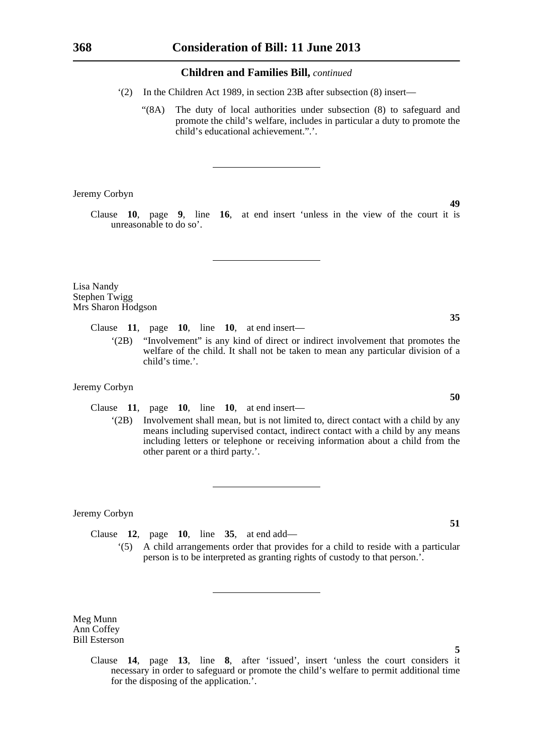**Children and Families Bill,** *continued*

'(2) In the Children Act 1989, in section 23B after subsection (8) insert—

"(8A) The duty of local authorities under subsection (8) to safeguard and promote the child's welfare, includes in particular a duty to promote the child's educational achievement.".'.

---

Jeremy Corbyn

**49**

Clause **10**, page **9**, line **16**, at end insert 'unless in the view of the court it is unreasonable to do so'.

---

Lisa Nandy
Stephen Twigg
Mrs Sharon Hodgson

**35**

Clause **11**, page **10**, line **10**, at end insert—

'(2B) "Involvement" is any kind of direct or indirect involvement that promotes the welfare of the child. It shall not be taken to mean any particular division of a child's time.'.

Jeremy Corbyn

**50**

Clause **11**, page **10**, line **10**, at end insert—

'(2B) Involvement shall mean, but is not limited to, direct contact with a child by any means including supervised contact, indirect contact with a child by any means including letters or telephone or receiving information about a child from the other parent or a third party.'.

---

Jeremy Corbyn

**51**

Clause **12**, page **10**, line **35**, at end add—

'(5) A child arrangements order that provides for a child to reside with a particular person is to be interpreted as granting rights of custody to that person.'.

---

Meg Munn
Ann Coffey
Bill Esterson

**5**

Clause **14**, page **13**, line **8**, after 'issued', insert 'unless the court considers it necessary in order to safeguard or promote the child's welfare to permit additional time for the disposing of the application.'.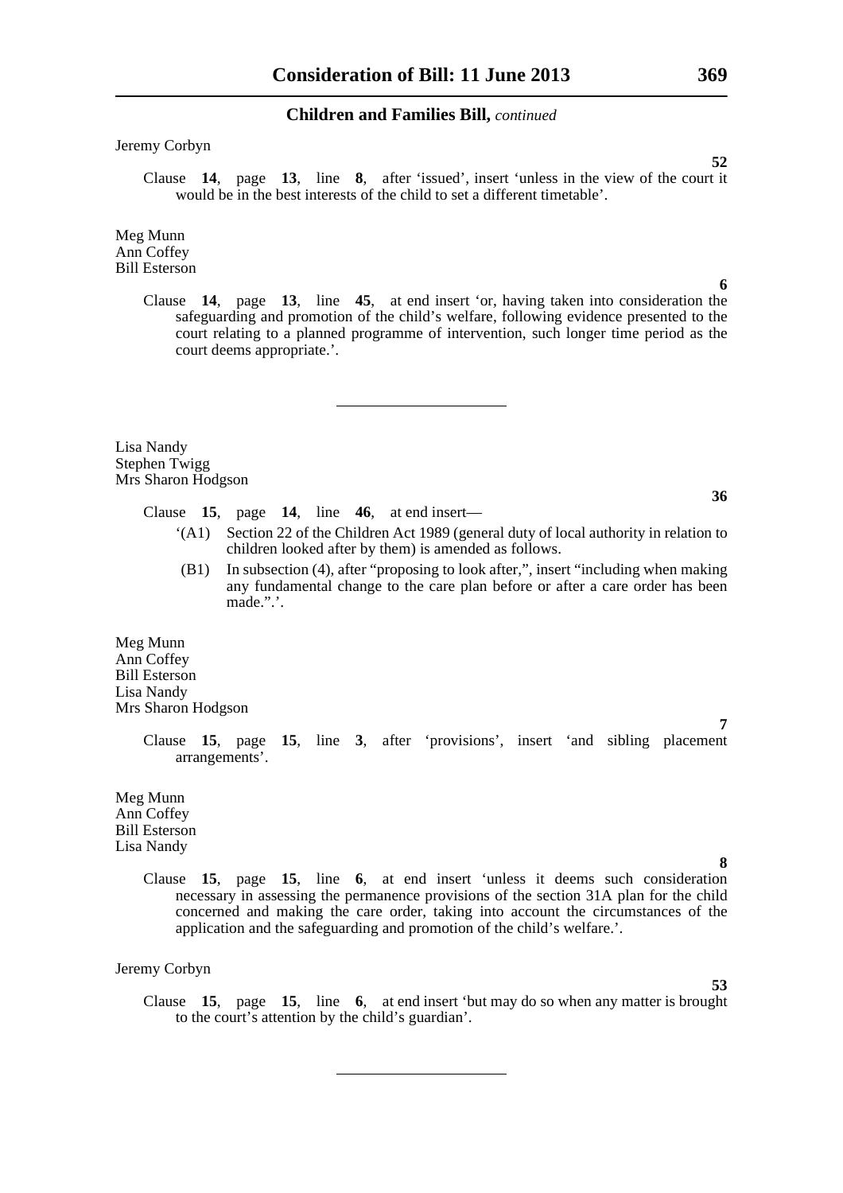**Children and Families Bill,** *continued*

Jeremy Corbyn

**52**

Clause **14**, page **13**, line **8**, after 'issued', insert 'unless in the view of the court it would be in the best interests of the child to set a different timetable'.

Meg Munn
Ann Coffey
Bill Esterson

**6**

Clause **14**, page **13**, line **45**, at end insert 'or, having taken into consideration the safeguarding and promotion of the child's welfare, following evidence presented to the court relating to a planned programme of intervention, such longer time period as the court deems appropriate.'.

---

Lisa Nandy
Stephen Twigg
Mrs Sharon Hodgson

**36**

Clause **15**, page **14**, line **46**, at end insert—

'(A1) Section 22 of the Children Act 1989 (general duty of local authority in relation to children looked after by them) is amended as follows.

(B1) In subsection (4), after "proposing to look after,", insert "including when making any fundamental change to the care plan before or after a care order has been made.".'.

Meg Munn
Ann Coffey
Bill Esterson
Lisa Nandy
Mrs Sharon Hodgson

**7**

Clause **15**, page **15**, line **3**, after 'provisions', insert 'and sibling placement arrangements'.

Meg Munn
Ann Coffey
Bill Esterson
Lisa Nandy

**8**

Clause **15**, page **15**, line **6**, at end insert 'unless it deems such consideration necessary in assessing the permanence provisions of the section 31A plan for the child concerned and making the care order, taking into account the circumstances of the application and the safeguarding and promotion of the child's welfare.'.

Jeremy Corbyn

**53**

Clause **15**, page **15**, line **6**, at end insert 'but may do so when any matter is brought to the court's attention by the child's guardian'.

---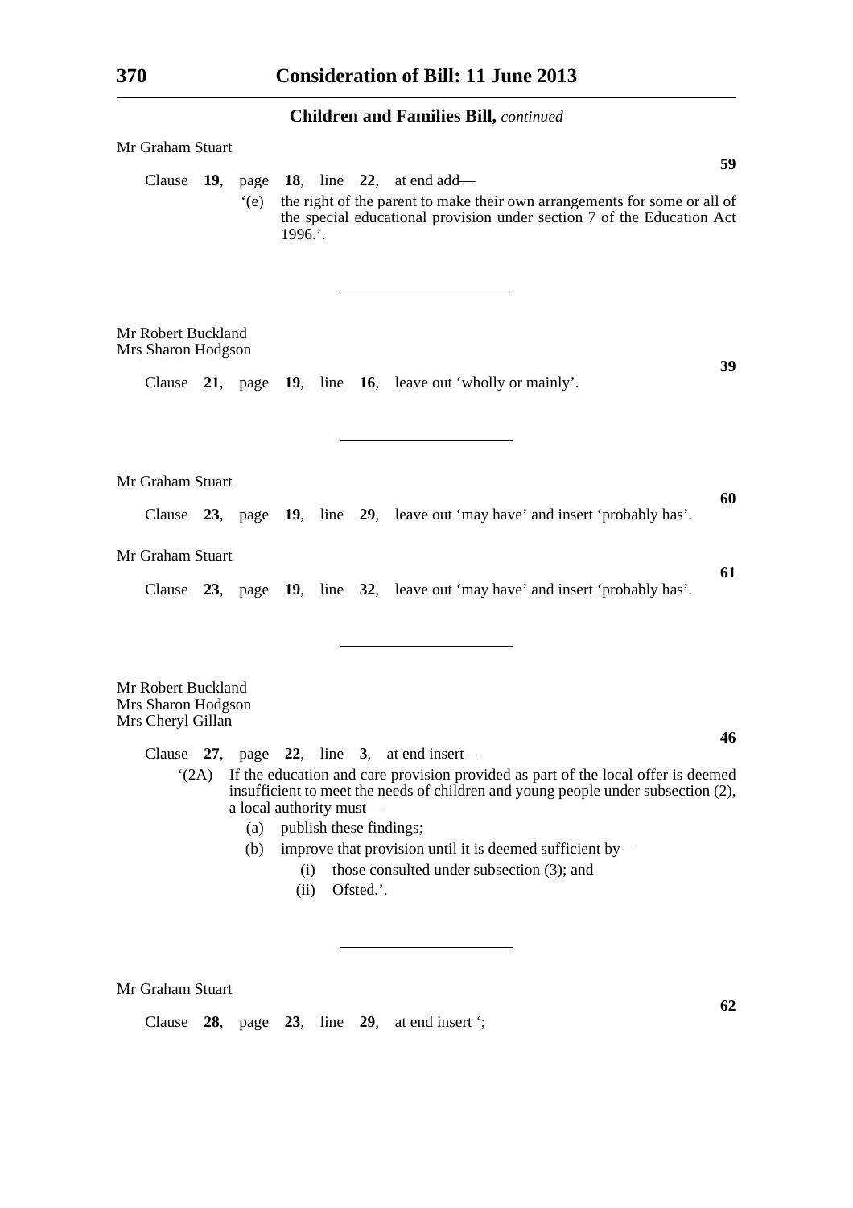## Children and Families Bill, *continued*

Mr Graham Stuart

**59**

Clause **19**, page **18**, line **22**, at end add—

'(e) the right of the parent to make their own arrangements for some or all of the special educational provision under section 7 of the Education Act 1996.'.

---

Mr Robert Buckland
Mrs Sharon Hodgson

**39**

Clause **21**, page **19**, line **16**, leave out 'wholly or mainly'.

---

Mr Graham Stuart

**60**

Clause **23**, page **19**, line **29**, leave out 'may have' and insert 'probably has'.

Mr Graham Stuart

**61**

Clause **23**, page **19**, line **32**, leave out 'may have' and insert 'probably has'.

---

Mr Robert Buckland
Mrs Sharon Hodgson
Mrs Cheryl Gillan

**46**

Clause **27**, page **22**, line **3**, at end insert—

'(2A) If the education and care provision provided as part of the local offer is deemed insufficient to meet the needs of children and young people under subsection (2), a local authority must—

(a) publish these findings;

(b) improve that provision until it is deemed sufficient by—

(i) those consulted under subsection (3); and

(ii) Ofsted.'.

---

Mr Graham Stuart

**62**

Clause **28**, page **23**, line **29**, at end insert ';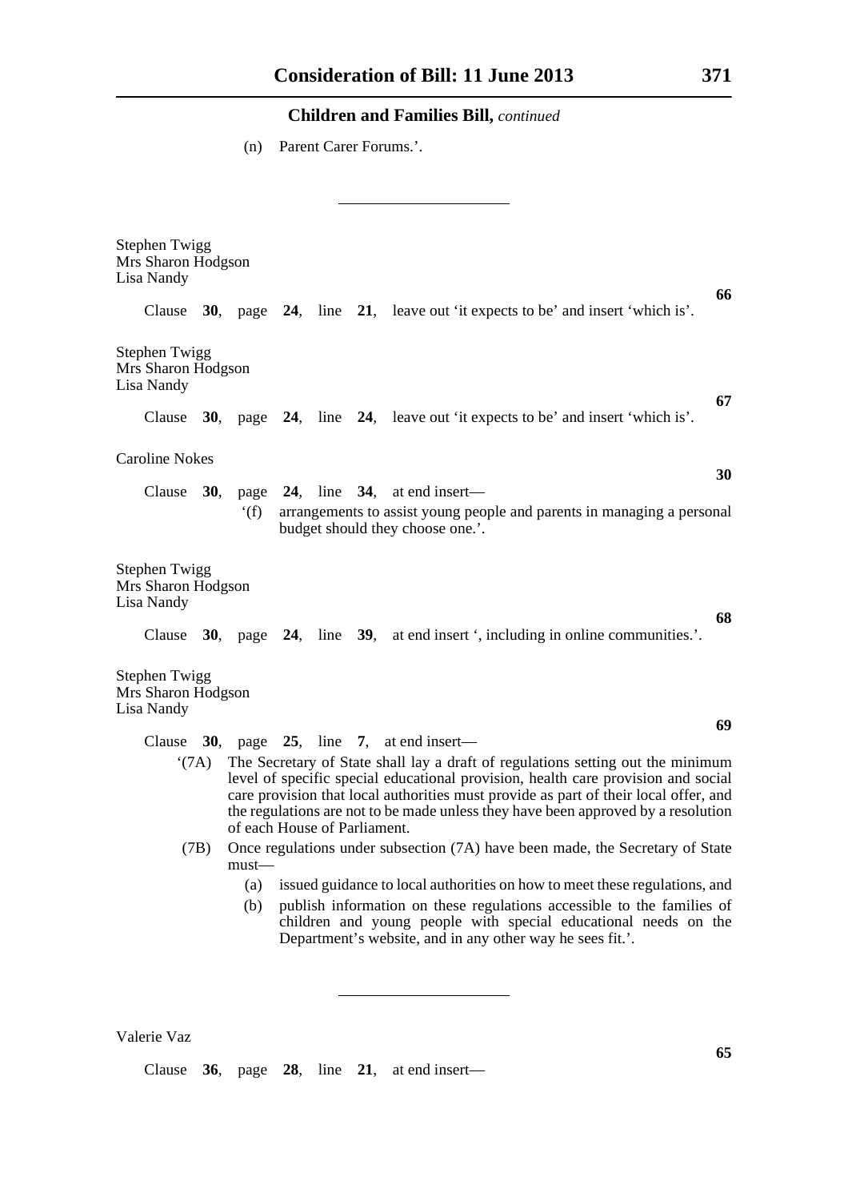**Children and Families Bill,** *continued*

(n) Parent Carer Forums.'.

---

Stephen Twigg
Mrs Sharon Hodgson
Lisa Nandy

**66**

Clause **30**, page **24**, line **21**, leave out 'it expects to be' and insert 'which is'.

Stephen Twigg
Mrs Sharon Hodgson
Lisa Nandy

**67**

Clause **30**, page **24**, line **24**, leave out 'it expects to be' and insert 'which is'.

Caroline Nokes

**30**

Clause **30**, page **24**, line **34**, at end insert—

'(f) arrangements to assist young people and parents in managing a personal budget should they choose one.'.

Stephen Twigg
Mrs Sharon Hodgson
Lisa Nandy

**68**

Clause **30**, page **24**, line **39**, at end insert ', including in online communities.'.

Stephen Twigg
Mrs Sharon Hodgson
Lisa Nandy

**69**

Clause **30**, page **25**, line **7**, at end insert—

'(7A) The Secretary of State shall lay a draft of regulations setting out the minimum level of specific special educational provision, health care provision and social care provision that local authorities must provide as part of their local offer, and the regulations are not to be made unless they have been approved by a resolution of each House of Parliament.

(7B) Once regulations under subsection (7A) have been made, the Secretary of State must—

(a) issued guidance to local authorities on how to meet these regulations, and

(b) publish information on these regulations accessible to the families of children and young people with special educational needs on the Department's website, and in any other way he sees fit.'.

---

Valerie Vaz

**65**

Clause **36**, page **28**, line **21**, at end insert—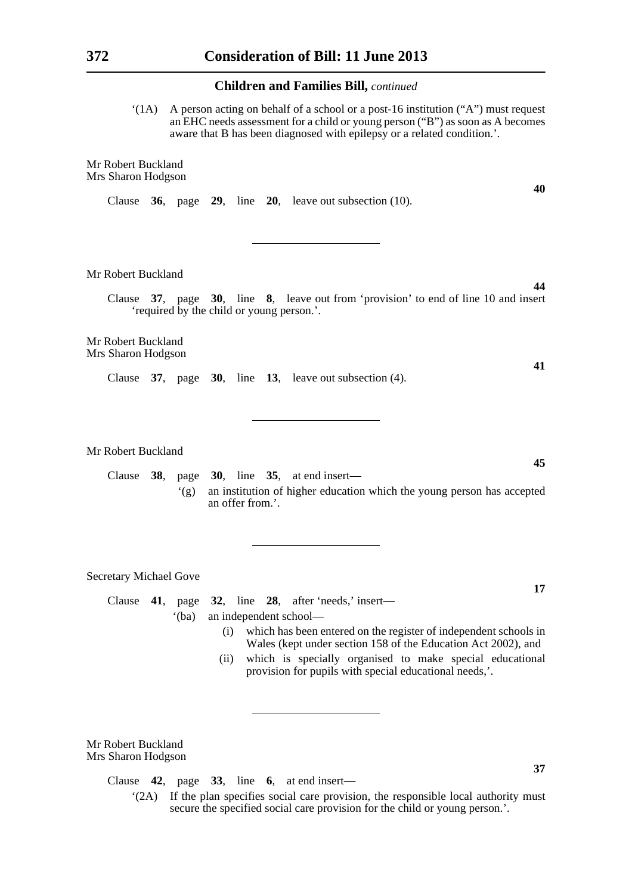'(1A) A person acting on behalf of a school or a post-16 institution ("A") must request an EHC needs assessment for a child or young person ("B") as soon as A becomes aware that B has been diagnosed with epilepsy or a related condition.'.

Mr Robert Buckland
Mrs Sharon Hodgson

**40**

Clause **36**, page **29**, line **20**, leave out subsection (10).

---

Mr Robert Buckland

**44**

Clause **37**, page **30**, line **8**, leave out from 'provision' to end of line 10 and insert 'required by the child or young person.'.

Mr Robert Buckland
Mrs Sharon Hodgson

**41**

Clause **37**, page **30**, line **13**, leave out subsection (4).

---

Mr Robert Buckland

**45**

Clause **38**, page **30**, line **35**, at end insert—

'(g) an institution of higher education which the young person has accepted an offer from.'.

---

Secretary Michael Gove

**17**

Clause **41**, page **32**, line **28**, after 'needs,' insert—

'(ba) an independent school—

(i) which has been entered on the register of independent schools in Wales (kept under section 158 of the Education Act 2002), and

(ii) which is specially organised to make special educational provision for pupils with special educational needs,'.

---

Mr Robert Buckland
Mrs Sharon Hodgson

**37**

Clause **42**, page **33**, line **6**, at end insert—

'(2A) If the plan specifies social care provision, the responsible local authority must secure the specified social care provision for the child or young person.'.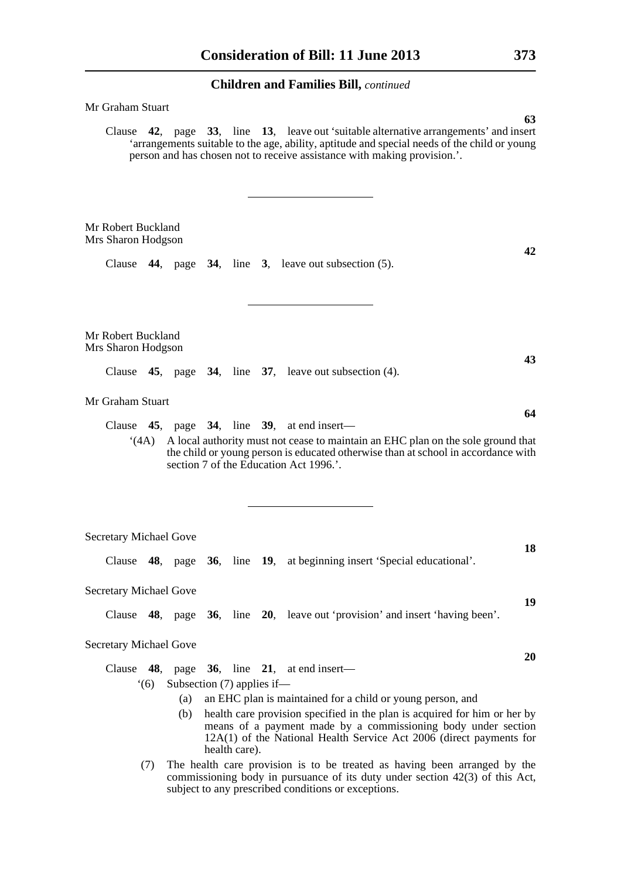Mr Graham Stuart

**63**

Clause **42**, page **33**, line **13**, leave out 'suitable alternative arrangements' and insert 'arrangements suitable to the age, ability, aptitude and special needs of the child or young person and has chosen not to receive assistance with making provision.'.

---

Mr Robert Buckland
Mrs Sharon Hodgson

**42**

Clause **44**, page **34**, line **3**, leave out subsection (5).

---

Mr Robert Buckland
Mrs Sharon Hodgson

**43**

Clause **45**, page **34**, line **37**, leave out subsection (4).

Mr Graham Stuart

**64**

Clause **45**, page **34**, line **39**, at end insert—

'(4A) A local authority must not cease to maintain an EHC plan on the sole ground that the child or young person is educated otherwise than at school in accordance with section 7 of the Education Act 1996.'.

---

Secretary Michael Gove

**18**

Clause **48**, page **36**, line **19**, at beginning insert 'Special educational'.

Secretary Michael Gove

**19**

Clause **48**, page **36**, line **20**, leave out 'provision' and insert 'having been'.

Secretary Michael Gove

**20**

Clause **48**, page **36**, line **21**, at end insert—

'(6) Subsection (7) applies if—

(a) an EHC plan is maintained for a child or young person, and

(b) health care provision specified in the plan is acquired for him or her by means of a payment made by a commissioning body under section 12A(1) of the National Health Service Act 2006 (direct payments for health care).

(7) The health care provision is to be treated as having been arranged by the commissioning body in pursuance of its duty under section 42(3) of this Act, subject to any prescribed conditions or exceptions.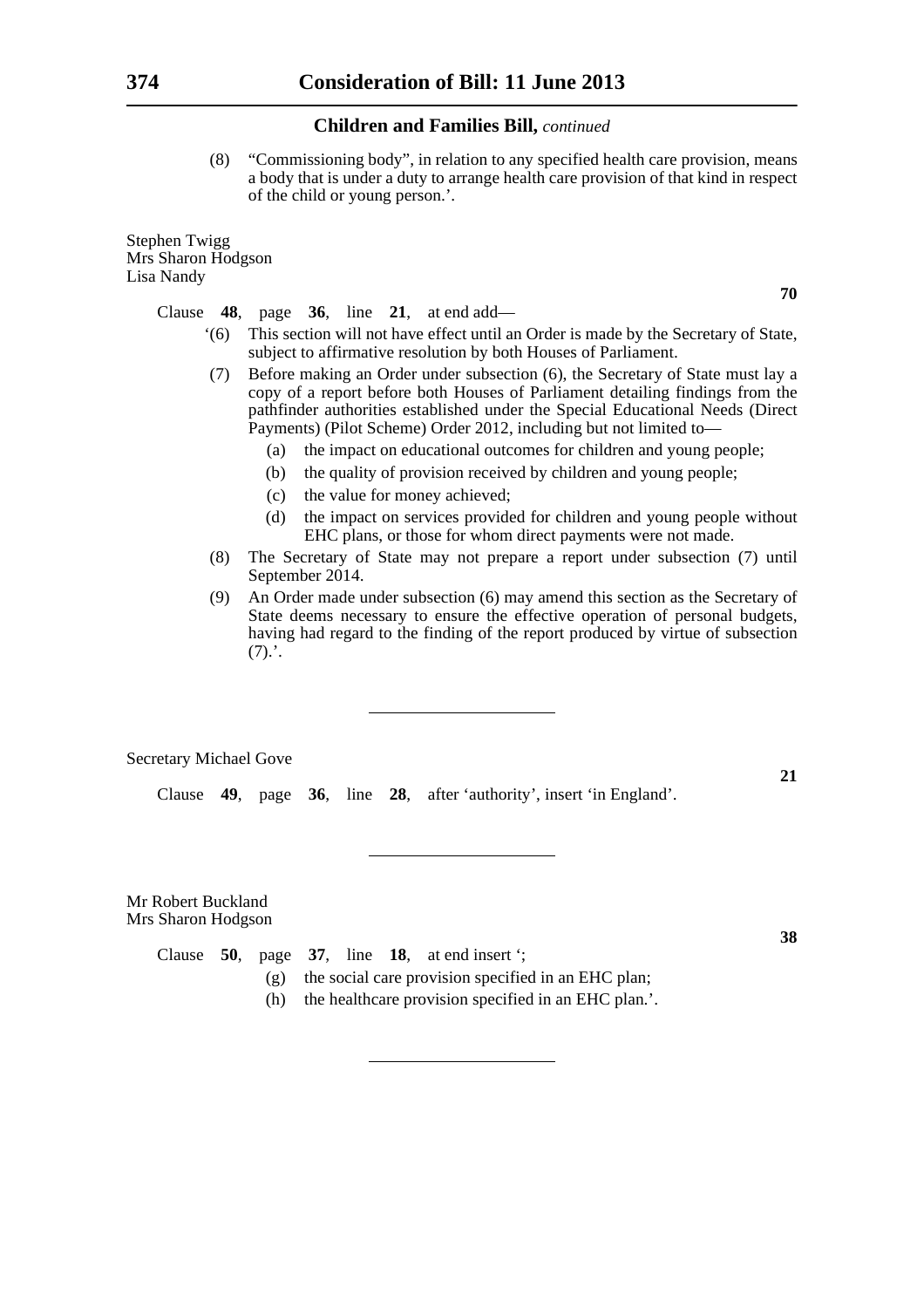**Children and Families Bill,** *continued*

(8) "Commissioning body", in relation to any specified health care provision, means a body that is under a duty to arrange health care provision of that kind in respect of the child or young person.'.

Stephen Twigg
Mrs Sharon Hodgson
Lisa Nandy

**70**

Clause **48**, page **36**, line **21**, at end add—

'(6) This section will not have effect until an Order is made by the Secretary of State, subject to affirmative resolution by both Houses of Parliament.

(7) Before making an Order under subsection (6), the Secretary of State must lay a copy of a report before both Houses of Parliament detailing findings from the pathfinder authorities established under the Special Educational Needs (Direct Payments) (Pilot Scheme) Order 2012, including but not limited to—

(a) the impact on educational outcomes for children and young people;

(b) the quality of provision received by children and young people;

(c) the value for money achieved;

(d) the impact on services provided for children and young people without EHC plans, or those for whom direct payments were not made.

(8) The Secretary of State may not prepare a report under subsection (7) until September 2014.

(9) An Order made under subsection (6) may amend this section as the Secretary of State deems necessary to ensure the effective operation of personal budgets, having had regard to the finding of the report produced by virtue of subsection (7).'.

---

Secretary Michael Gove

**21**

Clause **49**, page **36**, line **28**, after 'authority', insert 'in England'.

---

Mr Robert Buckland
Mrs Sharon Hodgson

**38**

Clause **50**, page **37**, line **18**, at end insert ';

(g) the social care provision specified in an EHC plan;

(h) the healthcare provision specified in an EHC plan.'.

---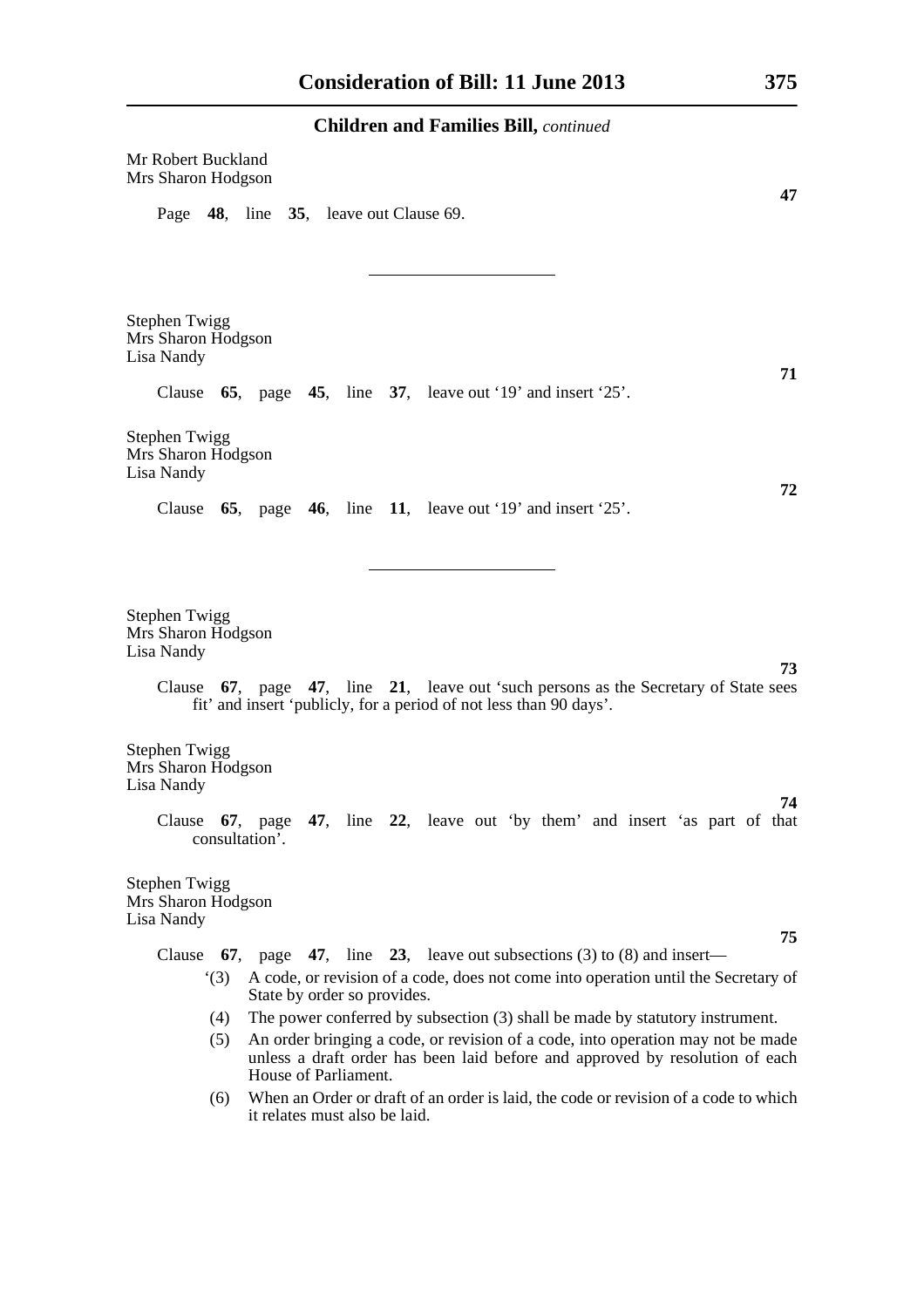**Children and Families Bill,** *continued*

Mr Robert Buckland
Mrs Sharon Hodgson

**47**

Page **48**, line **35**, leave out Clause 69.

---

Stephen Twigg
Mrs Sharon Hodgson
Lisa Nandy

**71**

Clause **65**, page **45**, line **37**, leave out '19' and insert '25'.

Stephen Twigg
Mrs Sharon Hodgson
Lisa Nandy

**72**

Clause **65**, page **46**, line **11**, leave out '19' and insert '25'.

---

Stephen Twigg
Mrs Sharon Hodgson
Lisa Nandy

**73**

Clause **67**, page **47**, line **21**, leave out 'such persons as the Secretary of State sees fit' and insert 'publicly, for a period of not less than 90 days'.

Stephen Twigg
Mrs Sharon Hodgson
Lisa Nandy

**74**

Clause **67**, page **47**, line **22**, leave out 'by them' and insert 'as part of that consultation'.

Stephen Twigg
Mrs Sharon Hodgson
Lisa Nandy

**75**

Clause **67**, page **47**, line **23**, leave out subsections (3) to (8) and insert—

'(3) A code, or revision of a code, does not come into operation until the Secretary of State by order so provides.

(4) The power conferred by subsection (3) shall be made by statutory instrument.

(5) An order bringing a code, or revision of a code, into operation may not be made unless a draft order has been laid before and approved by resolution of each House of Parliament.

(6) When an Order or draft of an order is laid, the code or revision of a code to which it relates must also be laid.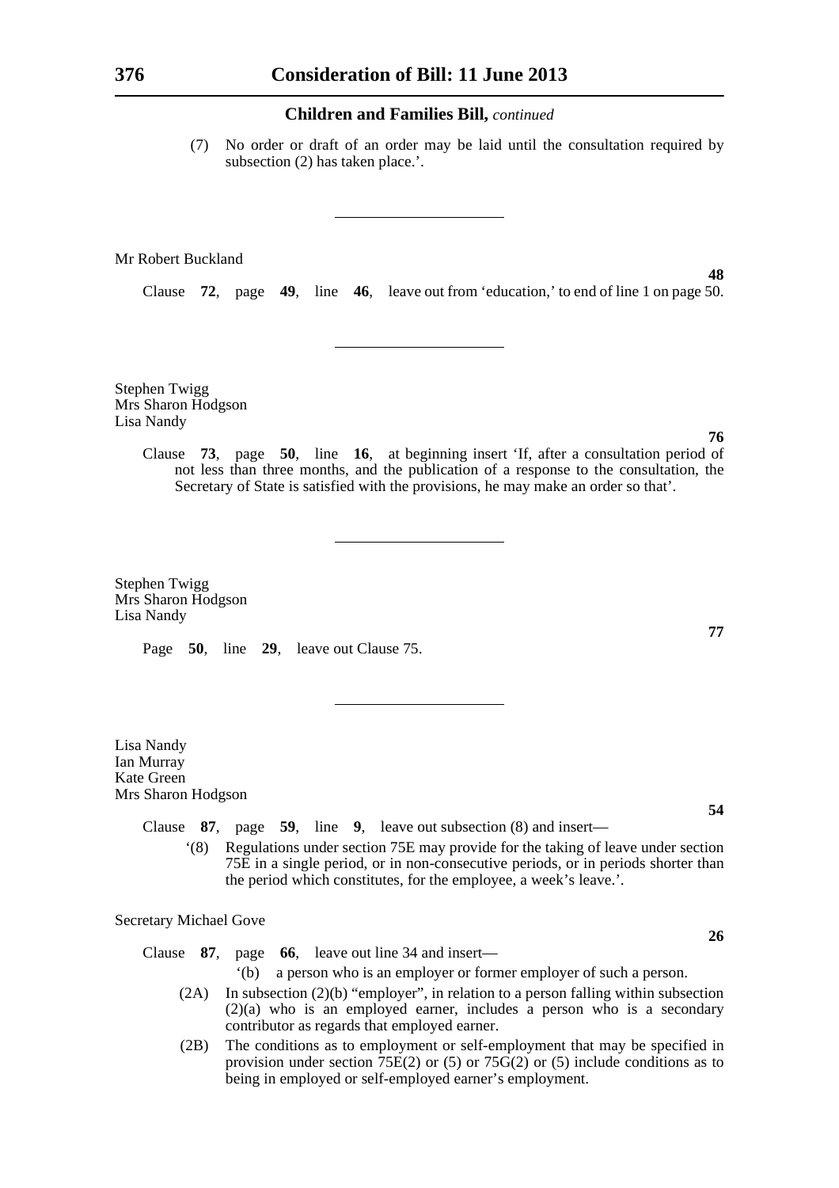## Children and Families Bill, *continued*

(7) No order or draft of an order may be laid until the consultation required by subsection (2) has taken place.'.

---

Mr Robert Buckland

**48**

Clause **72**, page **49**, line **46**, leave out from 'education,' to end of line 1 on page 50.

---

Stephen Twigg
Mrs Sharon Hodgson
Lisa Nandy

**76**

Clause **73**, page **50**, line **16**, at beginning insert 'If, after a consultation period of not less than three months, and the publication of a response to the consultation, the Secretary of State is satisfied with the provisions, he may make an order so that'.

---

Stephen Twigg
Mrs Sharon Hodgson
Lisa Nandy

**77**

Page **50**, line **29**, leave out Clause 75.

---

Lisa Nandy
Ian Murray
Kate Green
Mrs Sharon Hodgson

**54**

Clause **87**, page **59**, line **9**, leave out subsection (8) and insert—

'(8) Regulations under section 75E may provide for the taking of leave under section 75E in a single period, or in non-consecutive periods, or in periods shorter than the period which constitutes, for the employee, a week's leave.'.

Secretary Michael Gove

**26**

Clause **87**, page **66**, leave out line 34 and insert—

'(b) a person who is an employer or former employer of such a person.

(2A) In subsection (2)(b) "employer", in relation to a person falling within subsection (2)(a) who is an employed earner, includes a person who is a secondary contributor as regards that employed earner.

(2B) The conditions as to employment or self-employment that may be specified in provision under section 75E(2) or (5) or 75G(2) or (5) include conditions as to being in employed or self-employed earner's employment.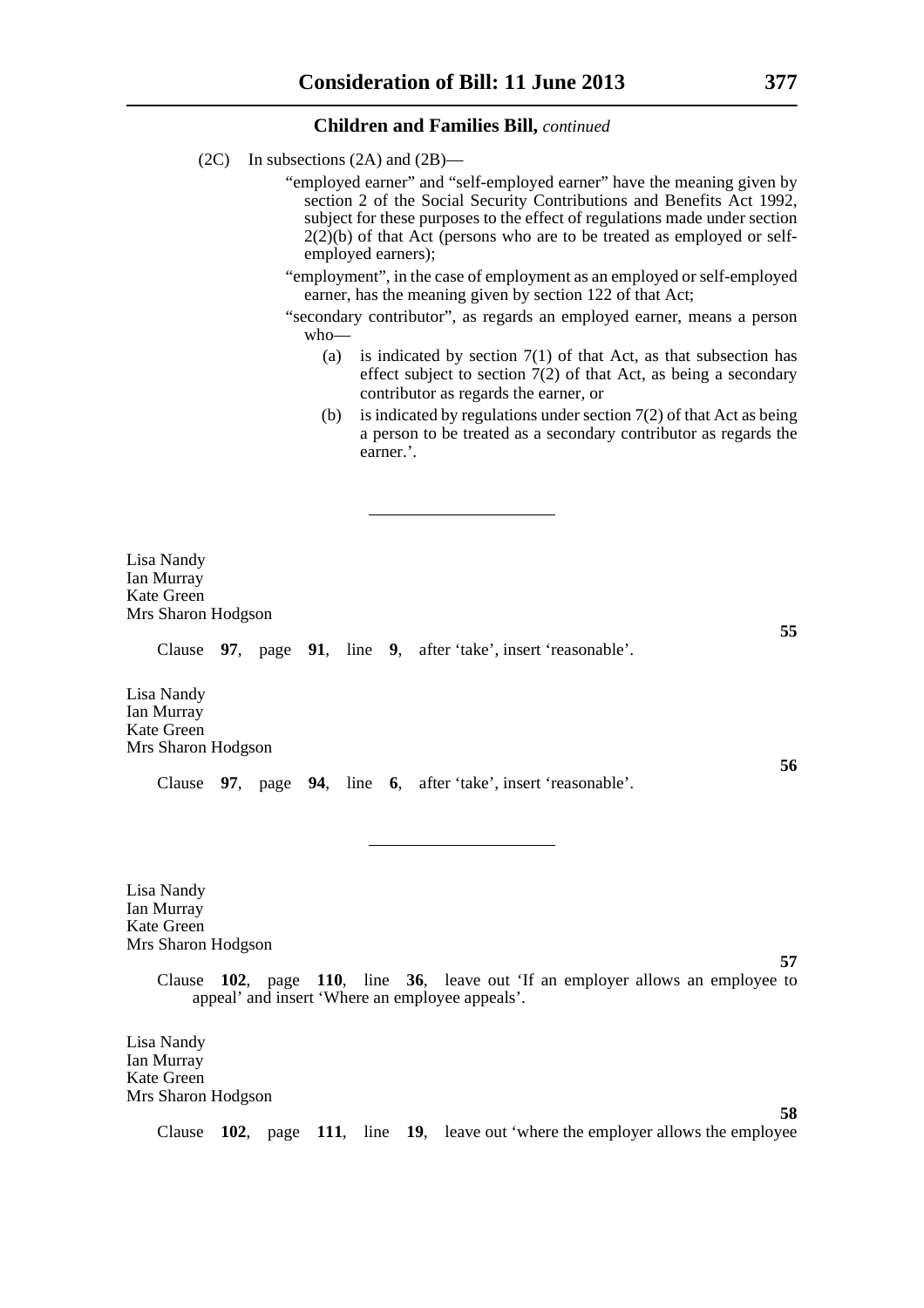(2C) In subsections (2A) and (2B)—

"employed earner" and "self-employed earner" have the meaning given by section 2 of the Social Security Contributions and Benefits Act 1992, subject for these purposes to the effect of regulations made under section 2(2)(b) of that Act (persons who are to be treated as employed or self-employed earners);

"employment", in the case of employment as an employed or self-employed earner, has the meaning given by section 122 of that Act;

"secondary contributor", as regards an employed earner, means a person who—

(a) is indicated by section 7(1) of that Act, as that subsection has effect subject to section 7(2) of that Act, as being a secondary contributor as regards the earner, or

(b) is indicated by regulations under section 7(2) of that Act as being a person to be treated as a secondary contributor as regards the earner.'.

---

Lisa Nandy
Ian Murray
Kate Green
Mrs Sharon Hodgson

**55**

Clause **97**, page **91**, line **9**, after 'take', insert 'reasonable'.

Lisa Nandy
Ian Murray
Kate Green
Mrs Sharon Hodgson

**56**

Clause **97**, page **94**, line **6**, after 'take', insert 'reasonable'.

---

Lisa Nandy
Ian Murray
Kate Green
Mrs Sharon Hodgson

**57**

Clause **102**, page **110**, line **36**, leave out 'If an employer allows an employee to appeal' and insert 'Where an employee appeals'.

Lisa Nandy
Ian Murray
Kate Green
Mrs Sharon Hodgson

**58**

Clause **102**, page **111**, line **19**, leave out 'where the employer allows the employee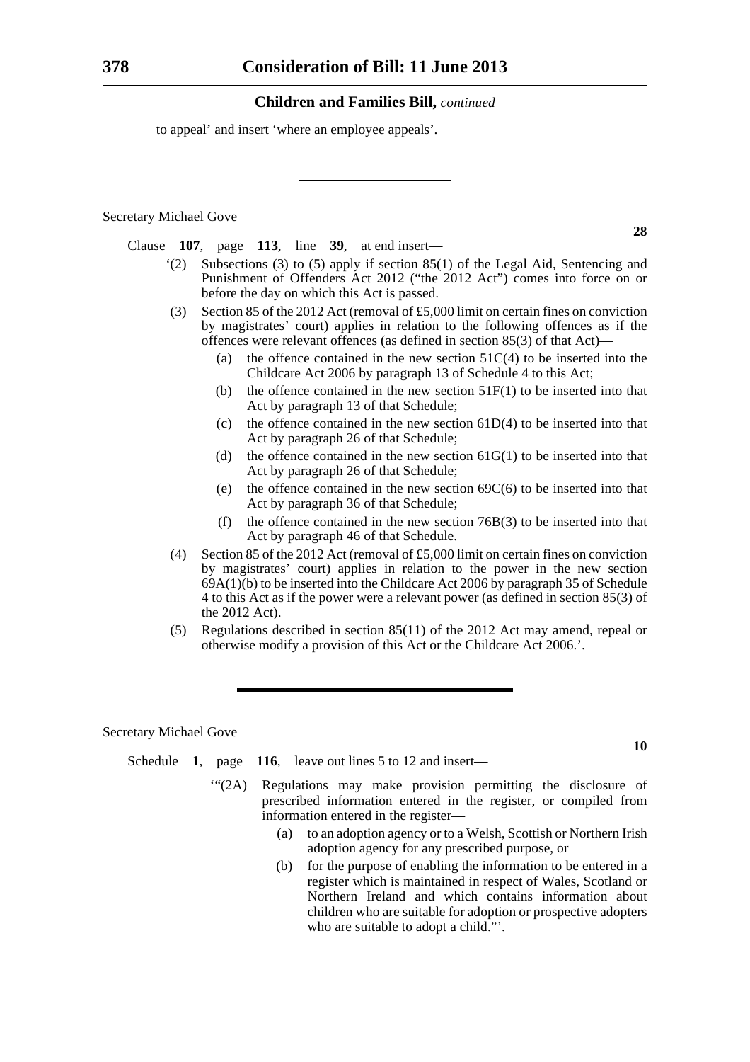**Children and Families Bill,** *continued*

to appeal' and insert 'where an employee appeals'.

---

Secretary Michael Gove

**28**

Clause **107**, page **113**, line **39**, at end insert—

'(2) Subsections (3) to (5) apply if section 85(1) of the Legal Aid, Sentencing and Punishment of Offenders Act 2012 ("the 2012 Act") comes into force on or before the day on which this Act is passed.

(3) Section 85 of the 2012 Act (removal of £5,000 limit on certain fines on conviction by magistrates' court) applies in relation to the following offences as if the offences were relevant offences (as defined in section 85(3) of that Act)—

(a) the offence contained in the new section 51C(4) to be inserted into the Childcare Act 2006 by paragraph 13 of Schedule 4 to this Act;

(b) the offence contained in the new section 51F(1) to be inserted into that Act by paragraph 13 of that Schedule;

(c) the offence contained in the new section 61D(4) to be inserted into that Act by paragraph 26 of that Schedule;

(d) the offence contained in the new section 61G(1) to be inserted into that Act by paragraph 26 of that Schedule;

(e) the offence contained in the new section 69C(6) to be inserted into that Act by paragraph 36 of that Schedule;

(f) the offence contained in the new section 76B(3) to be inserted into that Act by paragraph 46 of that Schedule.

(4) Section 85 of the 2012 Act (removal of £5,000 limit on certain fines on conviction by magistrates' court) applies in relation to the power in the new section 69A(1)(b) to be inserted into the Childcare Act 2006 by paragraph 35 of Schedule 4 to this Act as if the power were a relevant power (as defined in section 85(3) of the 2012 Act).

(5) Regulations described in section 85(11) of the 2012 Act may amend, repeal or otherwise modify a provision of this Act or the Childcare Act 2006.'.

---

Secretary Michael Gove

**10**

Schedule **1**, page **116**, leave out lines 5 to 12 and insert—

'"(2A) Regulations may make provision permitting the disclosure of prescribed information entered in the register, or compiled from information entered in the register—

(a) to an adoption agency or to a Welsh, Scottish or Northern Irish adoption agency for any prescribed purpose, or

(b) for the purpose of enabling the information to be entered in a register which is maintained in respect of Wales, Scotland or Northern Ireland and which contains information about children who are suitable for adoption or prospective adopters who are suitable to adopt a child."'.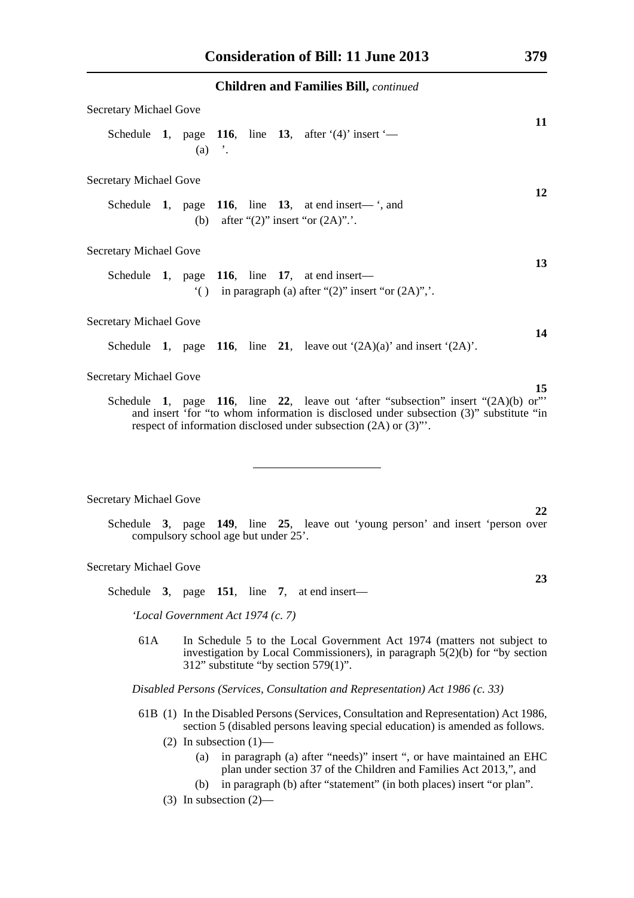**Children and Families Bill,** *continued*

Secretary Michael Gove

**11**

Schedule **1**, page **116**, line **13**, after '(4)' insert '—
(a) '.

Secretary Michael Gove

**12**

Schedule **1**, page **116**, line **13**, at end insert— ', and
(b) after "(2)" insert "or (2A)".'.

Secretary Michael Gove

**13**

Schedule **1**, page **116**, line **17**, at end insert—
'( ) in paragraph (a) after "(2)" insert "or (2A)",'.

Secretary Michael Gove

**14**

Schedule **1**, page **116**, line **21**, leave out '(2A)(a)' and insert '(2A)'.

Secretary Michael Gove

**15**

Schedule **1**, page **116**, line **22**, leave out 'after "subsection" insert "(2A)(b) or"' and insert 'for "to whom information is disclosed under subsection (3)" substitute "in respect of information disclosed under subsection (2A) or (3)"'.

---

Secretary Michael Gove

**22**

Schedule **3**, page **149**, line **25**, leave out 'young person' and insert 'person over compulsory school age but under 25'.

Secretary Michael Gove

**23**

Schedule **3**, page **151**, line **7**, at end insert—

*'Local Government Act 1974 (c. 7)*

61A In Schedule 5 to the Local Government Act 1974 (matters not subject to investigation by Local Commissioners), in paragraph 5(2)(b) for "by section 312" substitute "by section 579(1)".

*Disabled Persons (Services, Consultation and Representation) Act 1986 (c. 33)*

61B (1) In the Disabled Persons (Services, Consultation and Representation) Act 1986, section 5 (disabled persons leaving special education) is amended as follows.

(2) In subsection (1)—

(a) in paragraph (a) after "needs)" insert ", or have maintained an EHC plan under section 37 of the Children and Families Act 2013,", and

(b) in paragraph (b) after "statement" (in both places) insert "or plan".

(3) In subsection (2)—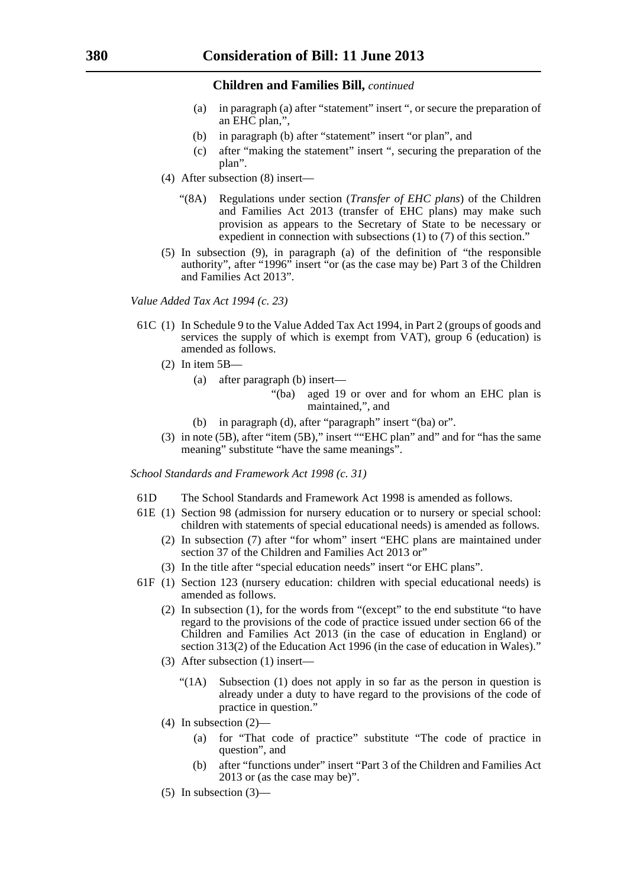**Children and Families Bill,** *continued*

(a) in paragraph (a) after "statement" insert ", or secure the preparation of an EHC plan,",

(b) in paragraph (b) after "statement" insert "or plan", and

(c) after "making the statement" insert ", securing the preparation of the plan".

(4) After subsection (8) insert—

"(8A) Regulations under section (*Transfer of EHC plans*) of the Children and Families Act 2013 (transfer of EHC plans) may make such provision as appears to the Secretary of State to be necessary or expedient in connection with subsections (1) to (7) of this section."

(5) In subsection (9), in paragraph (a) of the definition of "the responsible authority", after "1996" insert "or (as the case may be) Part 3 of the Children and Families Act 2013".

*Value Added Tax Act 1994 (c. 23)*

61C (1) In Schedule 9 to the Value Added Tax Act 1994, in Part 2 (groups of goods and services the supply of which is exempt from VAT), group 6 (education) is amended as follows.

(2) In item 5B—

(a) after paragraph (b) insert—

"(ba) aged 19 or over and for whom an EHC plan is maintained,", and

(b) in paragraph (d), after "paragraph" insert "(ba) or".

(3) in note (5B), after "item (5B)," insert ""EHC plan" and" and for "has the same meaning" substitute "have the same meanings".

*School Standards and Framework Act 1998 (c. 31)*

61D The School Standards and Framework Act 1998 is amended as follows.

61E (1) Section 98 (admission for nursery education or to nursery or special school: children with statements of special educational needs) is amended as follows.

(2) In subsection (7) after "for whom" insert "EHC plans are maintained under section 37 of the Children and Families Act 2013 or"

(3) In the title after "special education needs" insert "or EHC plans".

61F (1) Section 123 (nursery education: children with special educational needs) is amended as follows.

(2) In subsection (1), for the words from "(except" to the end substitute "to have regard to the provisions of the code of practice issued under section 66 of the Children and Families Act 2013 (in the case of education in England) or section 313(2) of the Education Act 1996 (in the case of education in Wales)."

(3) After subsection (1) insert—

"(1A) Subsection (1) does not apply in so far as the person in question is already under a duty to have regard to the provisions of the code of practice in question."

(4) In subsection (2)—

(a) for "That code of practice" substitute "The code of practice in question", and

(b) after "functions under" insert "Part 3 of the Children and Families Act 2013 or (as the case may be)".

(5) In subsection (3)—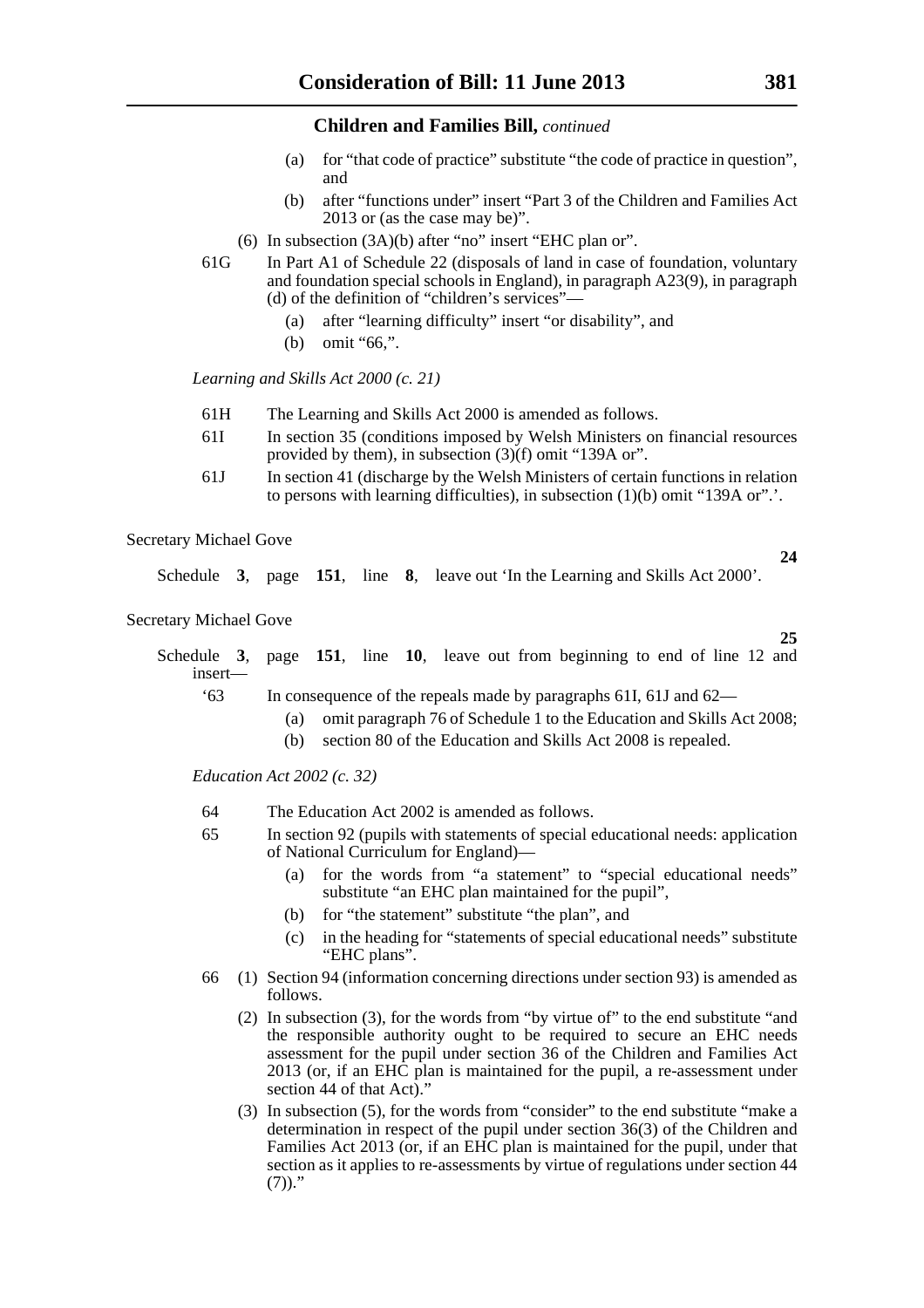(a) for "that code of practice" substitute "the code of practice in question", and

(b) after "functions under" insert "Part 3 of the Children and Families Act 2013 or (as the case may be)".

(6) In subsection (3A)(b) after "no" insert "EHC plan or".

61G In Part A1 of Schedule 22 (disposals of land in case of foundation, voluntary and foundation special schools in England), in paragraph A23(9), in paragraph (d) of the definition of "children's services"—

(a) after "learning difficulty" insert "or disability", and

(b) omit "66,".

*Learning and Skills Act 2000 (c. 21)*

61H The Learning and Skills Act 2000 is amended as follows.

61I In section 35 (conditions imposed by Welsh Ministers on financial resources provided by them), in subsection (3)(f) omit "139A or".

61J In section 41 (discharge by the Welsh Ministers of certain functions in relation to persons with learning difficulties), in subsection (1)(b) omit "139A or".'.

Secretary Michael Gove

**24**

Schedule **3**, page **151**, line **8**, leave out 'In the Learning and Skills Act 2000'.

Secretary Michael Gove

**25**

Schedule **3**, page **151**, line **10**, leave out from beginning to end of line 12 and insert—

'63 In consequence of the repeals made by paragraphs 61I, 61J and 62—

(a) omit paragraph 76 of Schedule 1 to the Education and Skills Act 2008;

(b) section 80 of the Education and Skills Act 2008 is repealed.

*Education Act 2002 (c. 32)*

64 The Education Act 2002 is amended as follows.

65 In section 92 (pupils with statements of special educational needs: application of National Curriculum for England)—

(a) for the words from "a statement" to "special educational needs" substitute "an EHC plan maintained for the pupil",

(b) for "the statement" substitute "the plan", and

(c) in the heading for "statements of special educational needs" substitute "EHC plans".

66 (1) Section 94 (information concerning directions under section 93) is amended as follows.

(2) In subsection (3), for the words from "by virtue of" to the end substitute "and the responsible authority ought to be required to secure an EHC needs assessment for the pupil under section 36 of the Children and Families Act 2013 (or, if an EHC plan is maintained for the pupil, a re-assessment under section 44 of that Act)."

(3) In subsection (5), for the words from "consider" to the end substitute "make a determination in respect of the pupil under section 36(3) of the Children and Families Act 2013 (or, if an EHC plan is maintained for the pupil, under that section as it applies to re-assessments by virtue of regulations under section 44 (7))."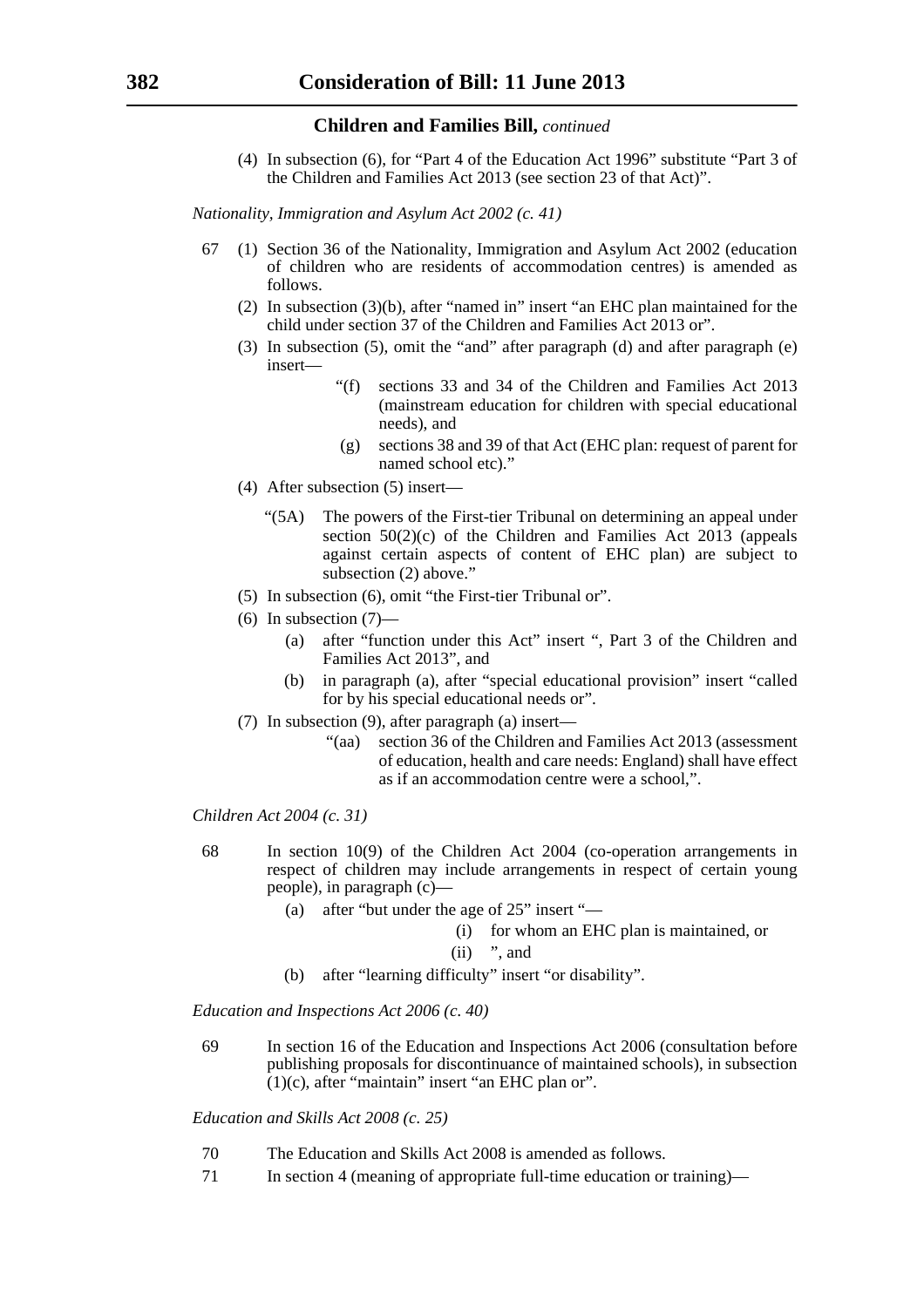(4) In subsection (6), for "Part 4 of the Education Act 1996" substitute "Part 3 of the Children and Families Act 2013 (see section 23 of that Act)".

*Nationality, Immigration and Asylum Act 2002 (c. 41)*

67 (1) Section 36 of the Nationality, Immigration and Asylum Act 2002 (education of children who are residents of accommodation centres) is amended as follows.

(2) In subsection (3)(b), after "named in" insert "an EHC plan maintained for the child under section 37 of the Children and Families Act 2013 or".

(3) In subsection (5), omit the "and" after paragraph (d) and after paragraph (e) insert—

"(f) sections 33 and 34 of the Children and Families Act 2013 (mainstream education for children with special educational needs), and

(g) sections 38 and 39 of that Act (EHC plan: request of parent for named school etc)."

(4) After subsection (5) insert—

"(5A) The powers of the First-tier Tribunal on determining an appeal under section 50(2)(c) of the Children and Families Act 2013 (appeals against certain aspects of content of EHC plan) are subject to subsection (2) above."

(5) In subsection (6), omit "the First-tier Tribunal or".

(6) In subsection (7)—

(a) after "function under this Act" insert ", Part 3 of the Children and Families Act 2013", and

(b) in paragraph (a), after "special educational provision" insert "called for by his special educational needs or".

(7) In subsection (9), after paragraph (a) insert—

"(aa) section 36 of the Children and Families Act 2013 (assessment of education, health and care needs: England) shall have effect as if an accommodation centre were a school,".

*Children Act 2004 (c. 31)*

68 In section 10(9) of the Children Act 2004 (co-operation arrangements in respect of children may include arrangements in respect of certain young people), in paragraph (c)—

(a) after "but under the age of 25" insert "—

(i) for whom an EHC plan is maintained, or

(ii) ", and

(b) after "learning difficulty" insert "or disability".

*Education and Inspections Act 2006 (c. 40)*

69 In section 16 of the Education and Inspections Act 2006 (consultation before publishing proposals for discontinuance of maintained schools), in subsection (1)(c), after "maintain" insert "an EHC plan or".

*Education and Skills Act 2008 (c. 25)*

70 The Education and Skills Act 2008 is amended as follows.

71 In section 4 (meaning of appropriate full-time education or training)—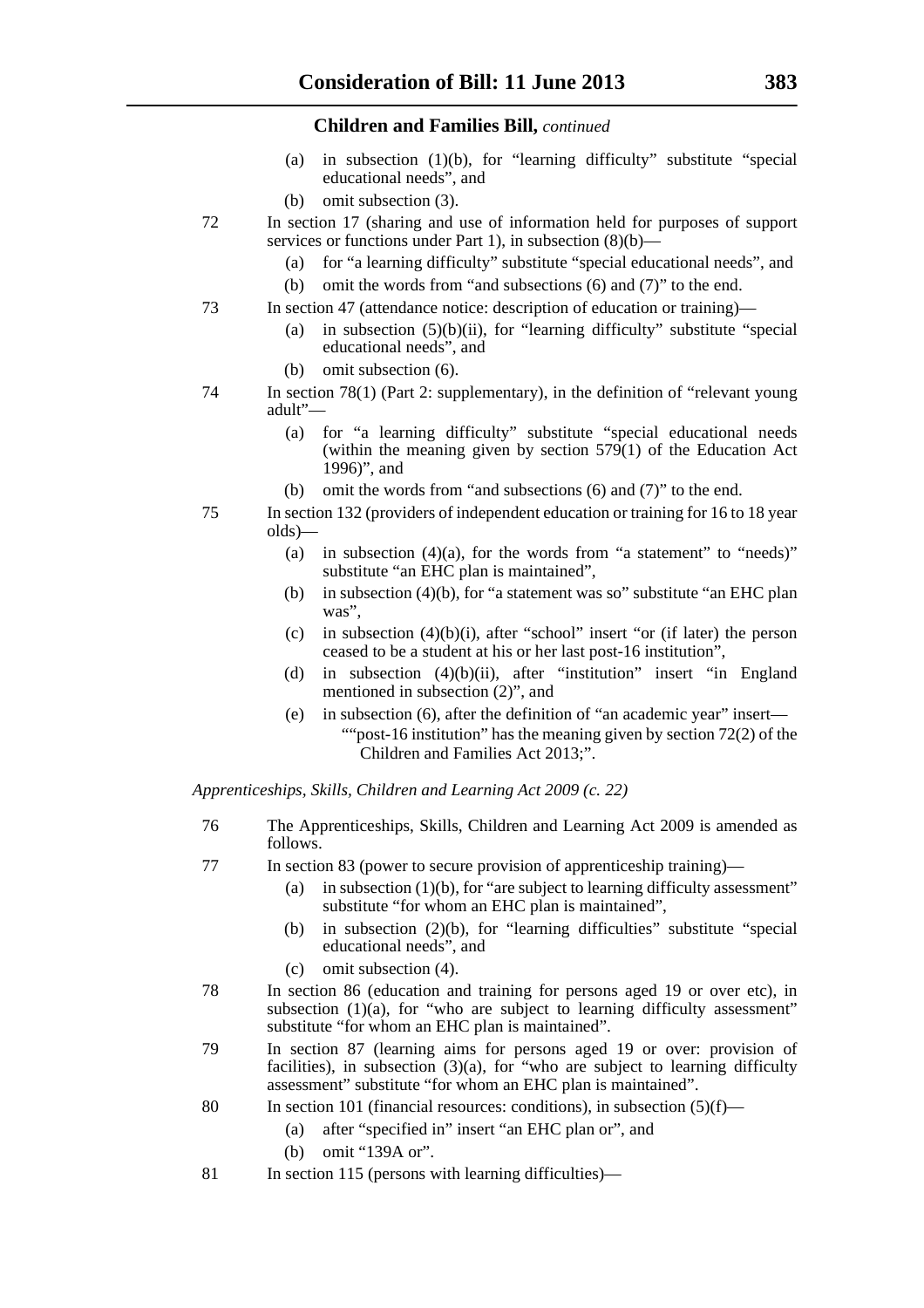(a) in subsection (1)(b), for "learning difficulty" substitute "special educational needs", and

(b) omit subsection (3).

72 In section 17 (sharing and use of information held for purposes of support services or functions under Part 1), in subsection (8)(b)—

(a) for "a learning difficulty" substitute "special educational needs", and

(b) omit the words from "and subsections (6) and (7)" to the end.

73 In section 47 (attendance notice: description of education or training)—

(a) in subsection (5)(b)(ii), for "learning difficulty" substitute "special educational needs", and

(b) omit subsection (6).

74 In section 78(1) (Part 2: supplementary), in the definition of "relevant young adult"—

(a) for "a learning difficulty" substitute "special educational needs (within the meaning given by section 579(1) of the Education Act 1996)", and

(b) omit the words from "and subsections (6) and (7)" to the end.

75 In section 132 (providers of independent education or training for 16 to 18 year olds)—

(a) in subsection (4)(a), for the words from "a statement" to "needs)" substitute "an EHC plan is maintained",

(b) in subsection (4)(b), for "a statement was so" substitute "an EHC plan was",

(c) in subsection (4)(b)(i), after "school" insert "or (if later) the person ceased to be a student at his or her last post-16 institution",

(d) in subsection (4)(b)(ii), after "institution" insert "in England mentioned in subsection (2)", and

(e) in subsection (6), after the definition of "an academic year" insert—

""post-16 institution" has the meaning given by section 72(2) of the Children and Families Act 2013;".

*Apprenticeships, Skills, Children and Learning Act 2009 (c. 22)*

76 The Apprenticeships, Skills, Children and Learning Act 2009 is amended as follows.

77 In section 83 (power to secure provision of apprenticeship training)—

(a) in subsection (1)(b), for "are subject to learning difficulty assessment" substitute "for whom an EHC plan is maintained",

(b) in subsection (2)(b), for "learning difficulties" substitute "special educational needs", and

(c) omit subsection (4).

78 In section 86 (education and training for persons aged 19 or over etc), in subsection (1)(a), for "who are subject to learning difficulty assessment" substitute "for whom an EHC plan is maintained".

79 In section 87 (learning aims for persons aged 19 or over: provision of facilities), in subsection (3)(a), for "who are subject to learning difficulty assessment" substitute "for whom an EHC plan is maintained".

80 In section 101 (financial resources: conditions), in subsection (5)(f)—

(a) after "specified in" insert "an EHC plan or", and

(b) omit "139A or".

81 In section 115 (persons with learning difficulties)—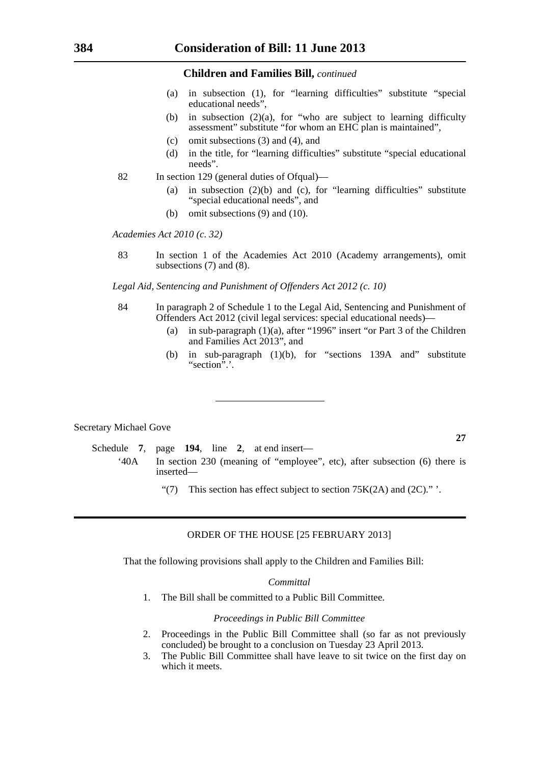## Children and Families Bill, *continued*

(a) in subsection (1), for "learning difficulties" substitute "special educational needs",

(b) in subsection (2)(a), for "who are subject to learning difficulty assessment" substitute "for whom an EHC plan is maintained",

(c) omit subsections (3) and (4), and

(d) in the title, for "learning difficulties" substitute "special educational needs".

82 In section 129 (general duties of Ofqual)—

(a) in subsection (2)(b) and (c), for "learning difficulties" substitute "special educational needs", and

(b) omit subsections (9) and (10).

*Academies Act 2010 (c. 32)*

83 In section 1 of the Academies Act 2010 (Academy arrangements), omit subsections (7) and (8).

*Legal Aid, Sentencing and Punishment of Offenders Act 2012 (c. 10)*

84 In paragraph 2 of Schedule 1 to the Legal Aid, Sentencing and Punishment of Offenders Act 2012 (civil legal services: special educational needs)—

(a) in sub-paragraph (1)(a), after "1996" insert "or Part 3 of the Children and Families Act 2013", and

(b) in sub-paragraph (1)(b), for "sections 139A and" substitute "section".'.

---

Secretary Michael Gove

**27**

Schedule **7**, page **194**, line **2**, at end insert—

'40A In section 230 (meaning of "employee", etc), after subsection (6) there is inserted—

"(7) This section has effect subject to section 75K(2A) and (2C)." '.

---

ORDER OF THE HOUSE [25 FEBRUARY 2013]

That the following provisions shall apply to the Children and Families Bill:

*Committal*

1. The Bill shall be committed to a Public Bill Committee.

*Proceedings in Public Bill Committee*

2. Proceedings in the Public Bill Committee shall (so far as not previously concluded) be brought to a conclusion on Tuesday 23 April 2013.
3. The Public Bill Committee shall have leave to sit twice on the first day on which it meets.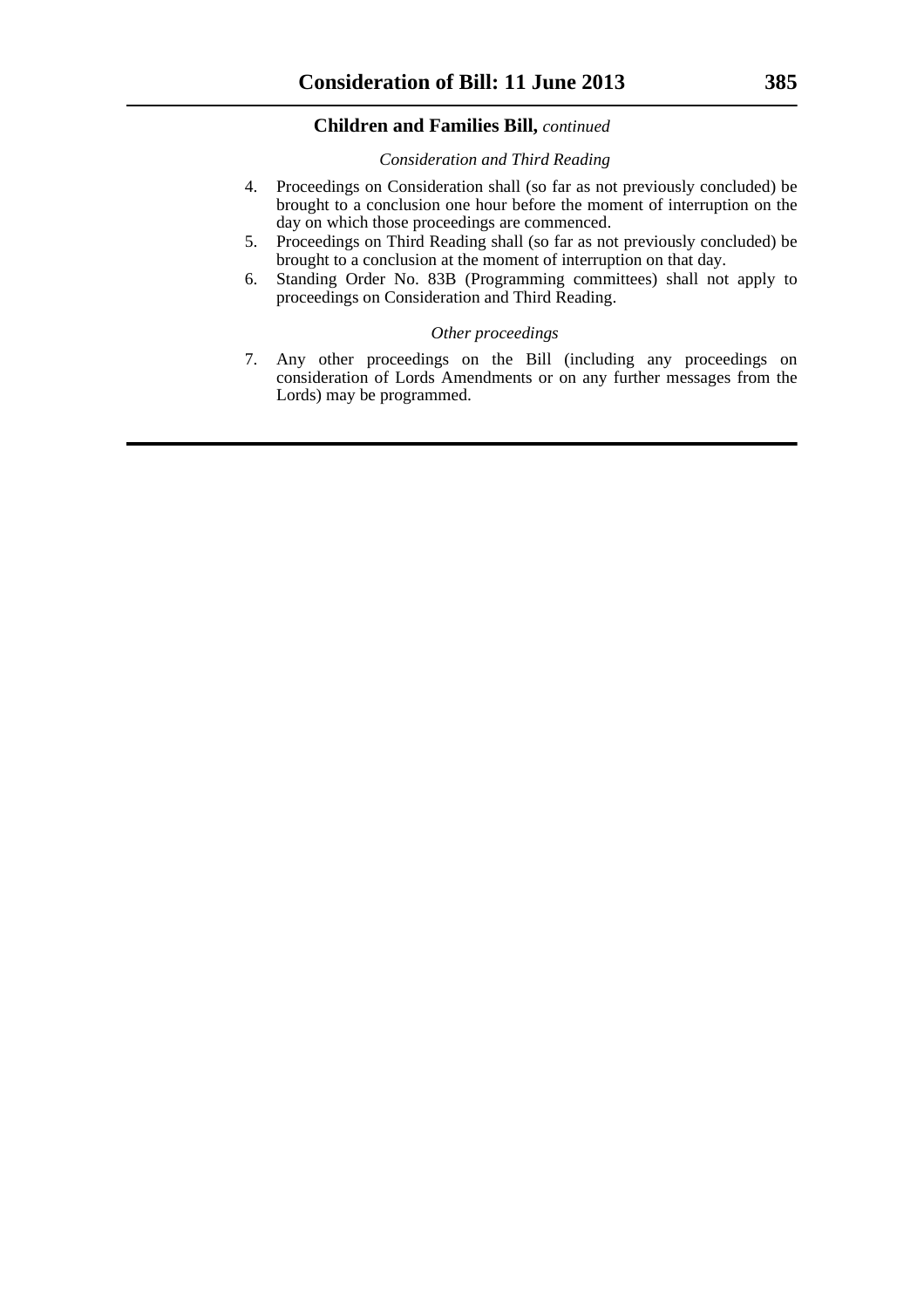## Children and Families Bill, *continued*

*Consideration and Third Reading*

4. Proceedings on Consideration shall (so far as not previously concluded) be brought to a conclusion one hour before the moment of interruption on the day on which those proceedings are commenced.
5. Proceedings on Third Reading shall (so far as not previously concluded) be brought to a conclusion at the moment of interruption on that day.
6. Standing Order No. 83B (Programming committees) shall not apply to proceedings on Consideration and Third Reading.

*Other proceedings*

7. Any other proceedings on the Bill (including any proceedings on consideration of Lords Amendments or on any further messages from the Lords) may be programmed.